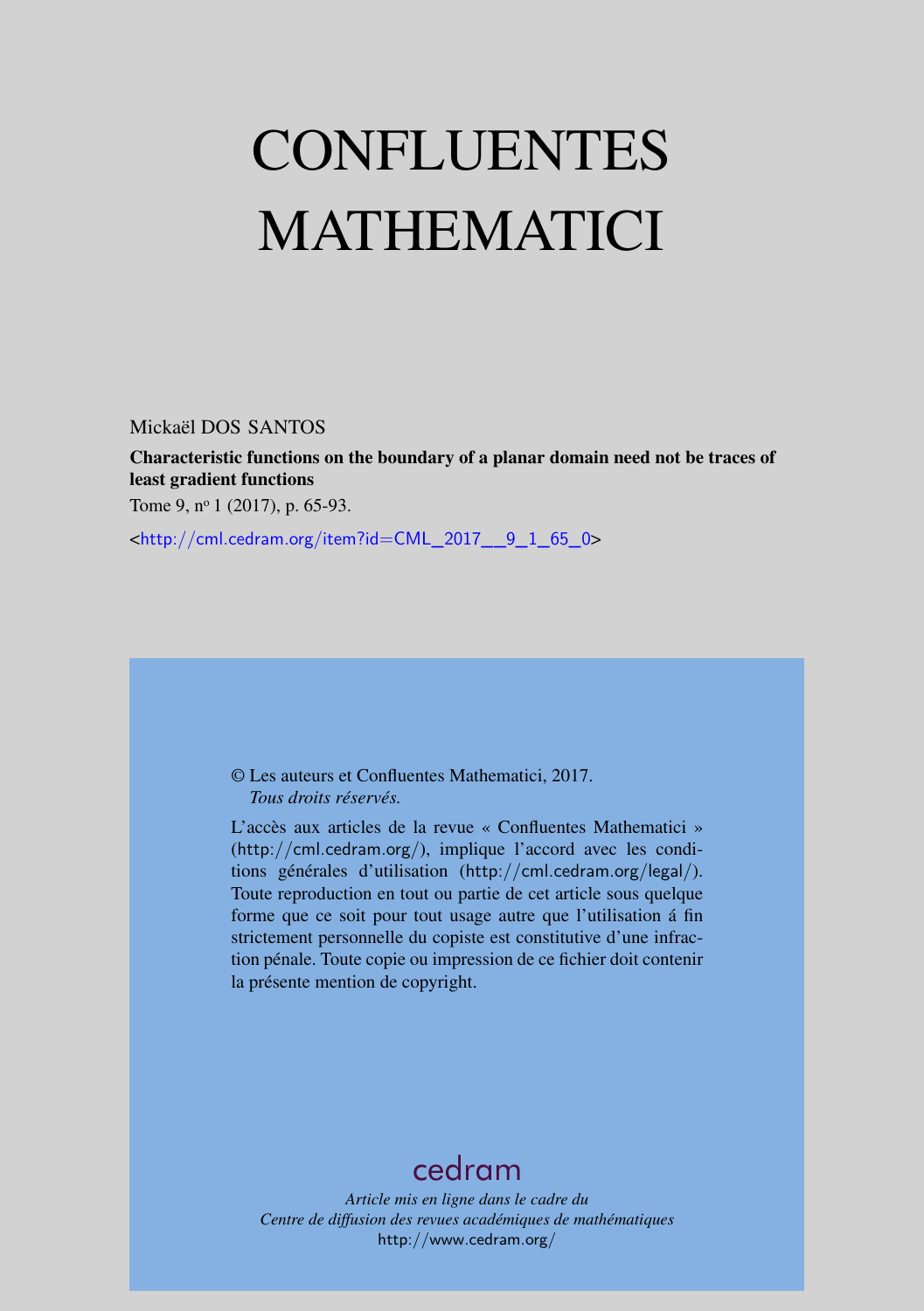# CONFLUENTES MATHEMATICI

Mickaël DOS SANTOS

**Characteristic functions on the boundary of a planar domain need not be traces of least gradient functions**

Tome 9, n$^{o}$ 1 (2017), p. 65-93.

<http://cml.cedram.org/item?id=CML_2017__9_1_65_0>

© Les auteurs et Confluentes Mathematici, 2017.
*Tous droits réservés.*

L'accès aux articles de la revue « Confluentes Mathematici » (http://cml.cedram.org/), implique l'accord avec les conditions générales d'utilisation (http://cml.cedram.org/legal/). Toute reproduction en tout ou partie de cet article sous quelque forme que ce soit pour tout usage autre que l'utilisation á fin strictement personnelle du copiste est constitutive d'une infraction pénale. Toute copie ou impression de ce fichier doit contenir la présente mention de copyright.

cedram

*Article mis en ligne dans le cadre du*
*Centre de diffusion des revues académiques de mathématiques*
http://www.cedram.org/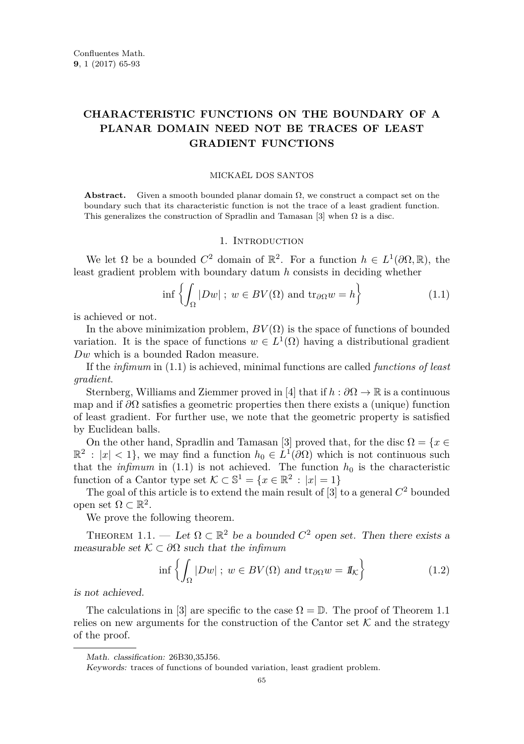Confluentes Math.
**9**, 1 (2017) 65-93

# CHARACTERISTIC FUNCTIONS ON THE BOUNDARY OF A PLANAR DOMAIN NEED NOT BE TRACES OF LEAST GRADIENT FUNCTIONS

MICKAËL DOS SANTOS

**Abstract.** Given a smooth bounded planar domain $\Omega$, we construct a compact set on the boundary such that its characteristic function is not the trace of a least gradient function. This generalizes the construction of Spradlin and Tamasan [3] when $\Omega$ is a disc.

## 1. Introduction

We let $\Omega$ be a bounded $C^2$ domain of $\mathbb{R}^2$. For a function $h \in L^1(\partial\Omega, \mathbb{R})$, the least gradient problem with boundary datum $h$ consists in deciding whether

$$\inf\left\{\int_\Omega |Dw| \,;\, w \in BV(\Omega) \text{ and } \mathrm{tr}_{\partial\Omega} w = h\right\} \tag{1.1}$$

is achieved or not.

In the above minimization problem, $BV(\Omega)$ is the space of functions of bounded variation. It is the space of functions $w \in L^1(\Omega)$ having a distributional gradient $Dw$ which is a bounded Radon measure.

If the *infimum* in (1.1) is achieved, minimal functions are called *functions of least gradient*.

Sternberg, Williams and Ziemmer proved in [4] that if $h : \partial\Omega \to \mathbb{R}$ is a continuous map and if $\partial\Omega$ satisfies a geometric properties then there exists a (unique) function of least gradient. For further use, we note that the geometric property is satisfied by Euclidean balls.

On the other hand, Spradlin and Tamasan [3] proved that, for the disc $\Omega = \{x \in \mathbb{R}^2 : |x| < 1\}$, we may find a function $h_0 \in L^1(\partial\Omega)$ which is not continuous such that the *infimum* in (1.1) is not achieved. The function $h_0$ is the characteristic function of a Cantor type set $\mathcal{K} \subset \mathbb{S}^1 = \{x \in \mathbb{R}^2 : |x| = 1\}$

The goal of this article is to extend the main result of [3] to a general $C^2$ bounded open set $\Omega \subset \mathbb{R}^2$.

We prove the following theorem.

Theorem 1.1. — *Let $\Omega \subset \mathbb{R}^2$ be a bounded $C^2$ open set. Then there exists a measurable set $\mathcal{K} \subset \partial\Omega$ such that the infimum*

$$\inf\left\{\int_\Omega |Dw| \,;\, w \in BV(\Omega) \text{ and } \mathrm{tr}_{\partial\Omega} w = 1\!\!1_{\mathcal{K}}\right\} \tag{1.2}$$

*is not achieved.*

The calculations in [3] are specific to the case $\Omega = \mathbb{D}$. The proof of Theorem 1.1 relies on new arguments for the construction of the Cantor set $\mathcal{K}$ and the strategy of the proof.

---

*Math. classification:* 26B30,35J56.

*Keywords:* traces of functions of bounded variation, least gradient problem.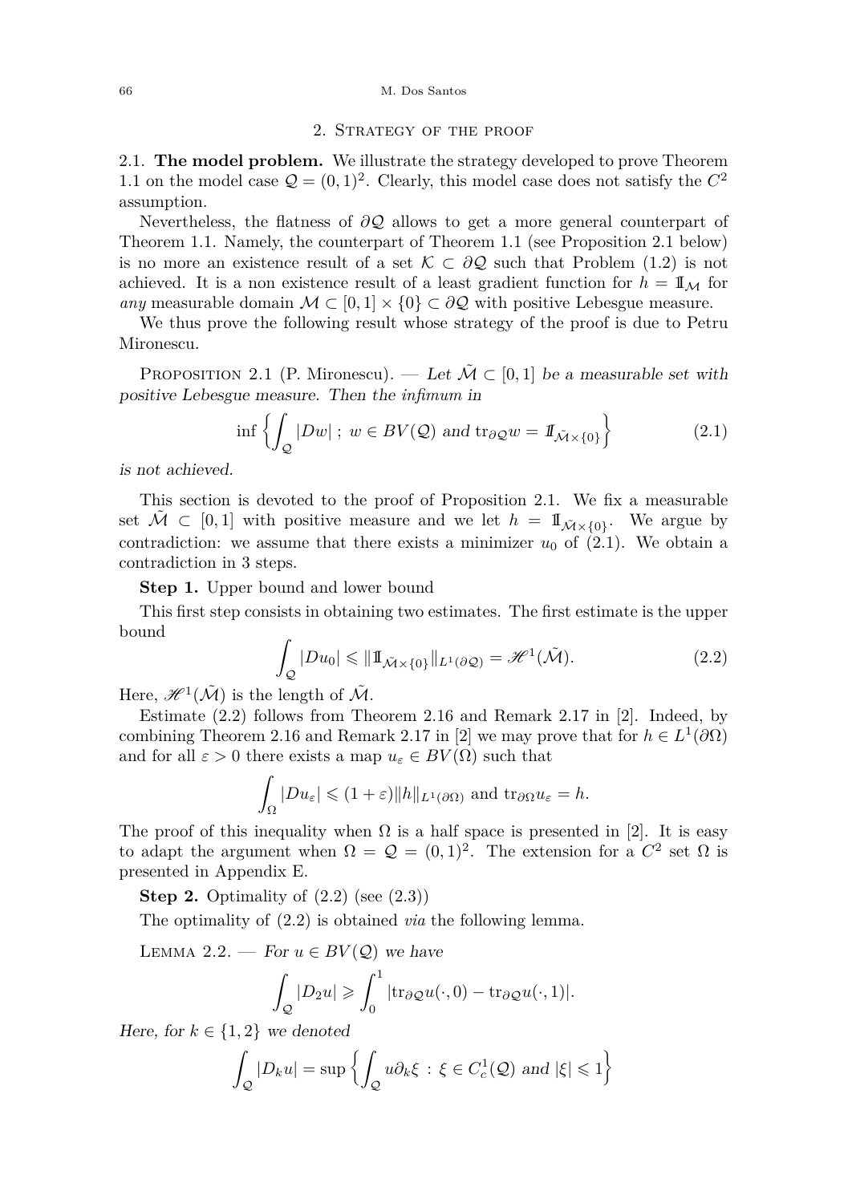## 2. Strategy of the proof

2.1. **The model problem.** We illustrate the strategy developed to prove Theorem 1.1 on the model case $\mathcal{Q} = (0,1)^2$. Clearly, this model case does not satisfy the $C^2$ assumption.

Nevertheless, the flatness of $\partial\mathcal{Q}$ allows to get a more general counterpart of Theorem 1.1. Namely, the counterpart of Theorem 1.1 (see Proposition 2.1 below) is no more an existence result of a set $\mathcal{K} \subset \partial\mathcal{Q}$ such that Problem (1.2) is not achieved. It is a non existence result of a least gradient function for $h = \mathbb{1}_{\mathcal{M}}$ for *any* measurable domain $\mathcal{M} \subset [0,1] \times \{0\} \subset \partial\mathcal{Q}$ with positive Lebesgue measure.

We thus prove the following result whose strategy of the proof is due to Petru Mironescu.

Proposition 2.1 (P. Mironescu). — *Let $\tilde{\mathcal{M}} \subset [0,1]$ be a measurable set with positive Lebesgue measure. Then the infimum in*

$$\inf\left\{\int_{\mathcal{Q}} |Dw| \; ; \; w \in BV(\mathcal{Q}) \text{ and } \operatorname{tr}_{\partial\mathcal{Q}} w = \mathbb{1}_{\tilde{\mathcal{M}}\times\{0\}}\right\} \tag{2.1}$$

*is not achieved.*

This section is devoted to the proof of Proposition 2.1. We fix a measurable set $\tilde{\mathcal{M}} \subset [0,1]$ with positive measure and we let $h = \mathbb{1}_{\tilde{\mathcal{M}}\times\{0\}}$. We argue by contradiction: we assume that there exists a minimizer $u_0$ of (2.1). We obtain a contradiction in 3 steps.

**Step 1.** Upper bound and lower bound

This first step consists in obtaining two estimates. The first estimate is the upper bound

$$\int_{\mathcal{Q}} |Du_0| \leqslant \|\mathbb{1}_{\tilde{\mathcal{M}}\times\{0\}}\|_{L^1(\partial\mathcal{Q})} = \mathscr{H}^1(\tilde{\mathcal{M}}). \tag{2.2}$$

Here, $\mathscr{H}^1(\tilde{\mathcal{M}})$ is the length of $\tilde{\mathcal{M}}$.

Estimate (2.2) follows from Theorem 2.16 and Remark 2.17 in [2]. Indeed, by combining Theorem 2.16 and Remark 2.17 in [2] we may prove that for $h \in L^1(\partial\Omega)$ and for all $\varepsilon > 0$ there exists a map $u_\varepsilon \in BV(\Omega)$ such that

$$\int_{\Omega} |Du_\varepsilon| \leqslant (1+\varepsilon)\|h\|_{L^1(\partial\Omega)} \text{ and } \operatorname{tr}_{\partial\Omega} u_\varepsilon = h.$$

The proof of this inequality when $\Omega$ is a half space is presented in [2]. It is easy to adapt the argument when $\Omega = \mathcal{Q} = (0,1)^2$. The extension for a $C^2$ set $\Omega$ is presented in Appendix E.

**Step 2.** Optimality of (2.2) (see (2.3))

The optimality of (2.2) is obtained *via* the following lemma.

Lemma 2.2. — *For $u \in BV(\mathcal{Q})$ we have*

$$\int_{\mathcal{Q}} |D_2 u| \geqslant \int_0^1 |\operatorname{tr}_{\partial\mathcal{Q}} u(\cdot, 0) - \operatorname{tr}_{\partial\mathcal{Q}} u(\cdot, 1)|.$$

*Here, for $k \in \{1,2\}$ we denoted*

$$\int_{\mathcal{Q}} |D_k u| = \sup\left\{\int_{\mathcal{Q}} u\partial_k\xi \; : \; \xi \in C^1_c(\mathcal{Q}) \text{ and } |\xi| \leqslant 1\right\}$$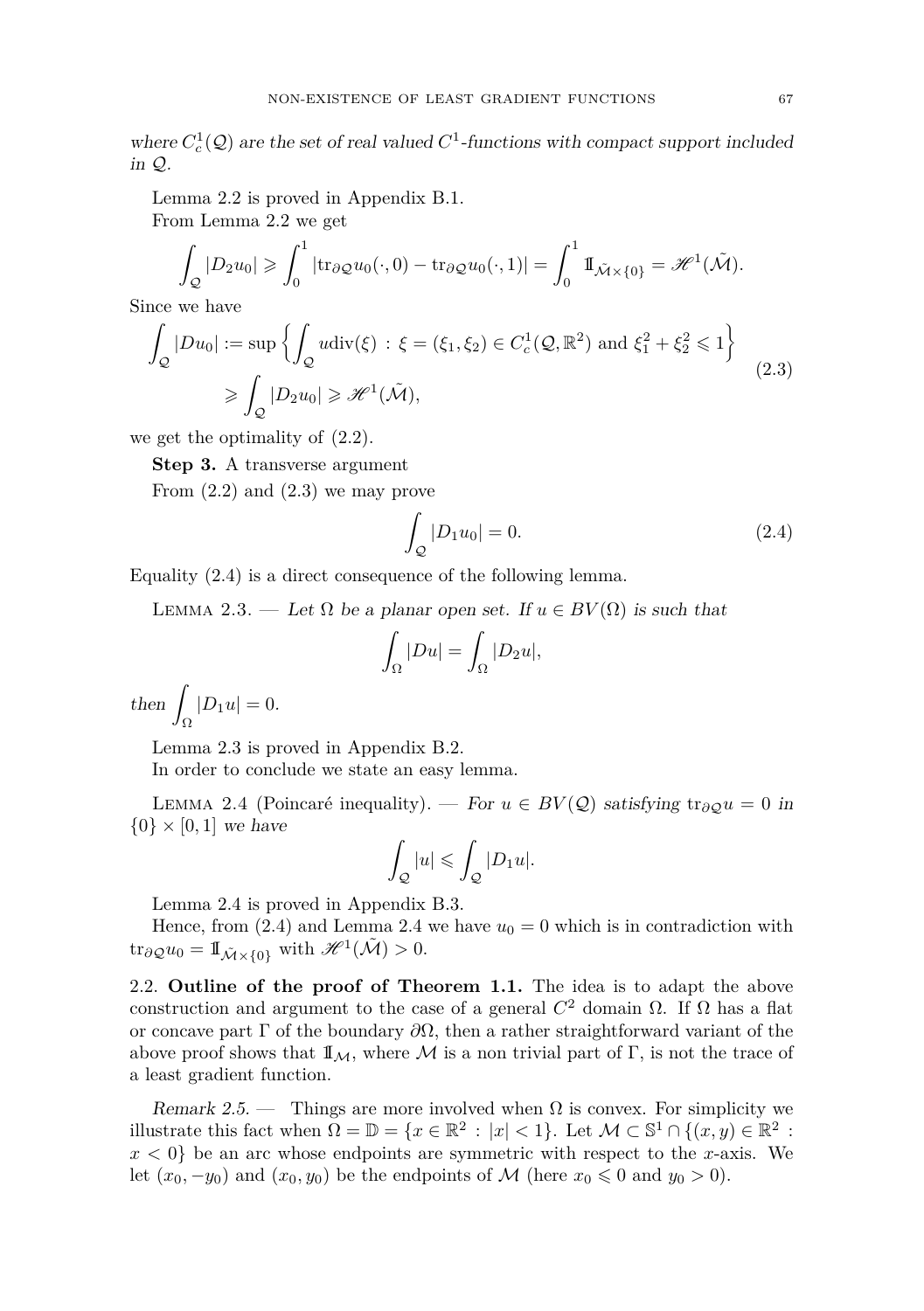*where $C^1_c(\mathcal{Q})$ are the set of real valued $C^1$-functions with compact support included in $\mathcal{Q}$.*

Lemma 2.2 is proved in Appendix B.1.

From Lemma 2.2 we get

$$\int_{\mathcal{Q}} |D_2 u_0| \geqslant \int_0^1 |\mathrm{tr}_{\partial\mathcal{Q}} u_0(\cdot, 0) - \mathrm{tr}_{\partial\mathcal{Q}} u_0(\cdot, 1)| = \int_0^1 \mathbb{1}_{\tilde{\mathcal{M}}\times\{0\}} = \mathscr{H}^1(\tilde{\mathcal{M}}).$$

Since we have

$$\begin{aligned}\int_{\mathcal{Q}} |Du_0| &:= \sup\left\{\int_{\mathcal{Q}} u\mathrm{div}(\xi) \,:\, \xi = (\xi_1, \xi_2) \in C^1_c(\mathcal{Q}, \mathbb{R}^2) \text{ and } \xi_1^2 + \xi_2^2 \leqslant 1\right\} \\ &\geqslant \int_{\mathcal{Q}} |D_2 u_0| \geqslant \mathscr{H}^1(\tilde{\mathcal{M}}),\end{aligned} \tag{2.3}$$

we get the optimality of (2.2).

**Step 3.** A transverse argument

From (2.2) and (2.3) we may prove

$$\int_{\mathcal{Q}} |D_1 u_0| = 0. \tag{2.4}$$

Equality (2.4) is a direct consequence of the following lemma.

Lemma 2.3. — *Let $\Omega$ be a planar open set. If $u \in BV(\Omega)$ is such that*

$$\int_\Omega |Du| = \int_\Omega |D_2 u|,$$

*then* $\displaystyle\int_\Omega |D_1 u| = 0$.

Lemma 2.3 is proved in Appendix B.2.

In order to conclude we state an easy lemma.

Lemma 2.4 (Poincaré inequality). — *For $u \in BV(\mathcal{Q})$ satisfying $\mathrm{tr}_{\partial\mathcal{Q}} u = 0$ in $\{0\} \times [0, 1]$ we have*

$$\int_{\mathcal{Q}} |u| \leqslant \int_{\mathcal{Q}} |D_1 u|.$$

Lemma 2.4 is proved in Appendix B.3.

Hence, from (2.4) and Lemma 2.4 we have $u_0 = 0$ which is in contradiction with $\mathrm{tr}_{\partial\mathcal{Q}} u_0 = \mathbb{1}_{\tilde{\mathcal{M}}\times\{0\}}$ with $\mathscr{H}^1(\tilde{\mathcal{M}}) > 0$.

## 2.2. Outline of the proof of Theorem 1.1.

The idea is to adapt the above construction and argument to the case of a general $C^2$ domain $\Omega$. If $\Omega$ has a flat or concave part $\Gamma$ of the boundary $\partial\Omega$, then a rather straightforward variant of the above proof shows that $\mathbb{1}_{\mathcal{M}}$, where $\mathcal{M}$ is a non trivial part of $\Gamma$, is not the trace of a least gradient function.

*Remark 2.5.* — Things are more involved when $\Omega$ is convex. For simplicity we illustrate this fact when $\Omega = \mathbb{D} = \{x \in \mathbb{R}^2 \,:\, |x| < 1\}$. Let $\mathcal{M} \subset \mathbb{S}^1 \cap \{(x, y) \in \mathbb{R}^2 \,:\, x < 0\}$ be an arc whose endpoints are symmetric with respect to the $x$-axis. We let $(x_0, -y_0)$ and $(x_0, y_0)$ be the endpoints of $\mathcal{M}$ (here $x_0 \leqslant 0$ and $y_0 > 0$).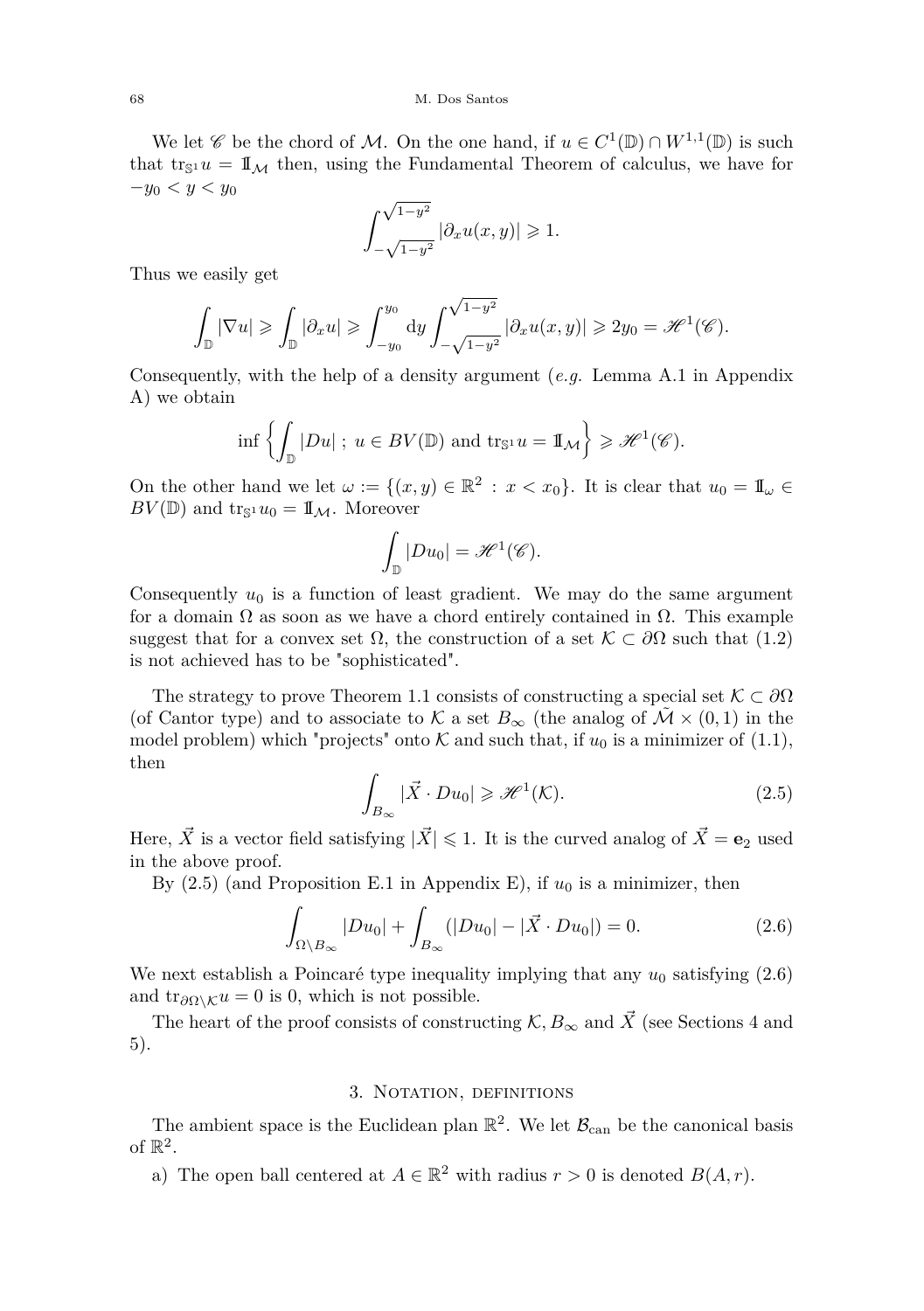We let $\mathscr{C}$ be the chord of $\mathcal{M}$. On the one hand, if $u \in C^1(\mathbb{D}) \cap W^{1,1}(\mathbb{D})$ is such that $\text{tr}_{\mathbb{S}^1} u = \mathbb{1}_{\mathcal{M}}$ then, using the Fundamental Theorem of calculus, we have for $-y_0 < y < y_0$

$$\int_{-\sqrt{1-y^2}}^{\sqrt{1-y^2}} |\partial_x u(x,y)| \geqslant 1.$$

Thus we easily get

$$\int_{\mathbb{D}} |\nabla u| \geqslant \int_{\mathbb{D}} |\partial_x u| \geqslant \int_{-y_0}^{y_0} \mathrm{d}y \int_{-\sqrt{1-y^2}}^{\sqrt{1-y^2}} |\partial_x u(x,y)| \geqslant 2y_0 = \mathscr{H}^1(\mathscr{C}).$$

Consequently, with the help of a density argument (*e.g.* Lemma A.1 in Appendix A) we obtain

$$\inf \left\{ \int_{\mathbb{D}} |Du| \,;\, u \in BV(\mathbb{D}) \text{ and } \text{tr}_{\mathbb{S}^1} u = \mathbb{1}_{\mathcal{M}} \right\} \geqslant \mathscr{H}^1(\mathscr{C}).$$

On the other hand we let $\omega := \{(x,y) \in \mathbb{R}^2 \,:\, x < x_0\}$. It is clear that $u_0 = \mathbb{1}_\omega \in BV(\mathbb{D})$ and $\text{tr}_{\mathbb{S}^1} u_0 = \mathbb{1}_{\mathcal{M}}$. Moreover

$$\int_{\mathbb{D}} |Du_0| = \mathscr{H}^1(\mathscr{C}).$$

Consequently $u_0$ is a function of least gradient. We may do the same argument for a domain $\Omega$ as soon as we have a chord entirely contained in $\Omega$. This example suggest that for a convex set $\Omega$, the construction of a set $\mathcal{K} \subset \partial\Omega$ such that (1.2) is not achieved has to be "sophisticated".

The strategy to prove Theorem 1.1 consists of constructing a special set $\mathcal{K} \subset \partial\Omega$ (of Cantor type) and to associate to $\mathcal{K}$ a set $B_\infty$ (the analog of $\tilde{\mathcal{M}} \times (0,1)$ in the model problem) which "projects" onto $\mathcal{K}$ and such that, if $u_0$ is a minimizer of (1.1), then

$$\int_{B_\infty} |\vec{X} \cdot Du_0| \geqslant \mathscr{H}^1(\mathcal{K}). \tag{2.5}$$

Here, $\vec{X}$ is a vector field satisfying $|\vec{X}| \leqslant 1$. It is the curved analog of $\vec{X} = \mathbf{e}_2$ used in the above proof.

By (2.5) (and Proposition E.1 in Appendix E), if $u_0$ is a minimizer, then

$$\int_{\Omega \setminus B_\infty} |Du_0| + \int_{B_\infty} (|Du_0| - |\vec{X} \cdot Du_0|) = 0. \tag{2.6}$$

We next establish a Poincaré type inequality implying that any $u_0$ satisfying (2.6) and $\text{tr}_{\partial\Omega\setminus\mathcal{K}} u = 0$ is 0, which is not possible.

The heart of the proof consists of constructing $\mathcal{K}, B_\infty$ and $\vec{X}$ (see Sections 4 and 5).

## 3. Notation, definitions

The ambient space is the Euclidean plan $\mathbb{R}^2$. We let $\mathcal{B}_{\text{can}}$ be the canonical basis of $\mathbb{R}^2$.

a) The open ball centered at $A \in \mathbb{R}^2$ with radius $r > 0$ is denoted $B(A, r)$.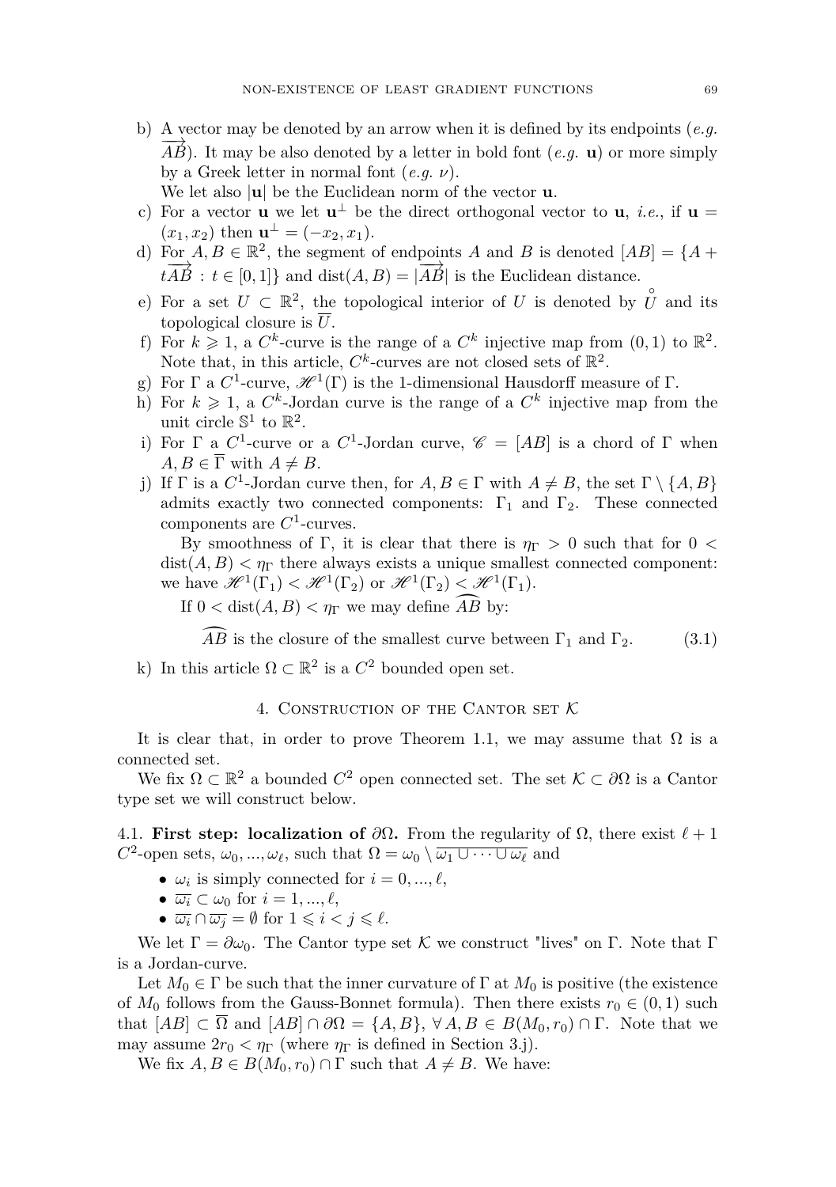b) A vector may be denoted by an arrow when it is defined by its endpoints (*e.g.* $\overrightarrow{AB}$). It may be also denoted by a letter in bold font (*e.g.* $\mathbf{u}$) or more simply by a Greek letter in normal font (*e.g.* $\nu$).
   We let also $|\mathbf{u}|$ be the Euclidean norm of the vector $\mathbf{u}$.
c) For a vector $\mathbf{u}$ we let $\mathbf{u}^\perp$ be the direct orthogonal vector to $\mathbf{u}$, *i.e.*, if $\mathbf{u} = (x_1, x_2)$ then $\mathbf{u}^\perp = (-x_2, x_1)$.
d) For $A, B \in \mathbb{R}^2$, the segment of endpoints $A$ and $B$ is denoted $[AB] = \{A + t\overrightarrow{AB} : t \in [0,1]\}$ and $\mathrm{dist}(A,B) = |\overrightarrow{AB}|$ is the Euclidean distance.
e) For a set $U \subset \mathbb{R}^2$, the topological interior of $U$ is denoted by $\overset{\circ}{U}$ and its topological closure is $\overline{U}$.
f) For $k \geqslant 1$, a $C^k$-curve is the range of a $C^k$ injective map from $(0,1)$ to $\mathbb{R}^2$. Note that, in this article, $C^k$-curves are not closed sets of $\mathbb{R}^2$.
g) For $\Gamma$ a $C^1$-curve, $\mathscr{H}^1(\Gamma)$ is the 1-dimensional Hausdorff measure of $\Gamma$.
h) For $k \geqslant 1$, a $C^k$-Jordan curve is the range of a $C^k$ injective map from the unit circle $\mathbb{S}^1$ to $\mathbb{R}^2$.
i) For $\Gamma$ a $C^1$-curve or a $C^1$-Jordan curve, $\mathscr{C} = [AB]$ is a chord of $\Gamma$ when $A, B \in \overline{\Gamma}$ with $A \neq B$.
j) If $\Gamma$ is a $C^1$-Jordan curve then, for $A, B \in \Gamma$ with $A \neq B$, the set $\Gamma \setminus \{A, B\}$ admits exactly two connected components: $\Gamma_1$ and $\Gamma_2$. These connected components are $C^1$-curves.

   By smoothness of $\Gamma$, it is clear that there is $\eta_\Gamma > 0$ such that for $0 < \mathrm{dist}(A,B) < \eta_\Gamma$ there always exists a unique smallest connected component: we have $\mathscr{H}^1(\Gamma_1) < \mathscr{H}^1(\Gamma_2)$ or $\mathscr{H}^1(\Gamma_2) < \mathscr{H}^1(\Gamma_1)$.

   If $0 < \mathrm{dist}(A,B) < \eta_\Gamma$ we may define $\widehat{AB}$ by:

$$\widehat{AB} \text{ is the closure of the smallest curve between } \Gamma_1 \text{ and } \Gamma_2. \tag{3.1}$$

k) In this article $\Omega \subset \mathbb{R}^2$ is a $C^2$ bounded open set.

## 4. Construction of the Cantor set $\mathcal{K}$

It is clear that, in order to prove Theorem 1.1, we may assume that $\Omega$ is a connected set.

We fix $\Omega \subset \mathbb{R}^2$ a bounded $C^2$ open connected set. The set $\mathcal{K} \subset \partial\Omega$ is a Cantor type set we will construct below.

4.1. **First step: localization of $\partial\Omega$.** From the regularity of $\Omega$, there exist $\ell + 1$ $C^2$-open sets, $\omega_0, ..., \omega_\ell$, such that $\Omega = \omega_0 \setminus \overline{\omega_1 \cup \cdots \cup \omega_\ell}$ and

- $\omega_i$ is simply connected for $i = 0, ..., \ell$,
- $\overline{\omega_i} \subset \omega_0$ for $i = 1, ..., \ell$,
- $\overline{\omega_i} \cap \overline{\omega_j} = \emptyset$ for $1 \leqslant i < j \leqslant \ell$.

We let $\Gamma = \partial\omega_0$. The Cantor type set $\mathcal{K}$ we construct "lives" on $\Gamma$. Note that $\Gamma$ is a Jordan-curve.

Let $M_0 \in \Gamma$ be such that the inner curvature of $\Gamma$ at $M_0$ is positive (the existence of $M_0$ follows from the Gauss-Bonnet formula). Then there exists $r_0 \in (0,1)$ such that $[AB] \subset \overline{\Omega}$ and $[AB] \cap \partial\Omega = \{A, B\}$, $\forall\, A, B \in B(M_0, r_0) \cap \Gamma$. Note that we may assume $2r_0 < \eta_\Gamma$ (where $\eta_\Gamma$ is defined in Section 3.j).

We fix $A, B \in B(M_0, r_0) \cap \Gamma$ such that $A \neq B$. We have: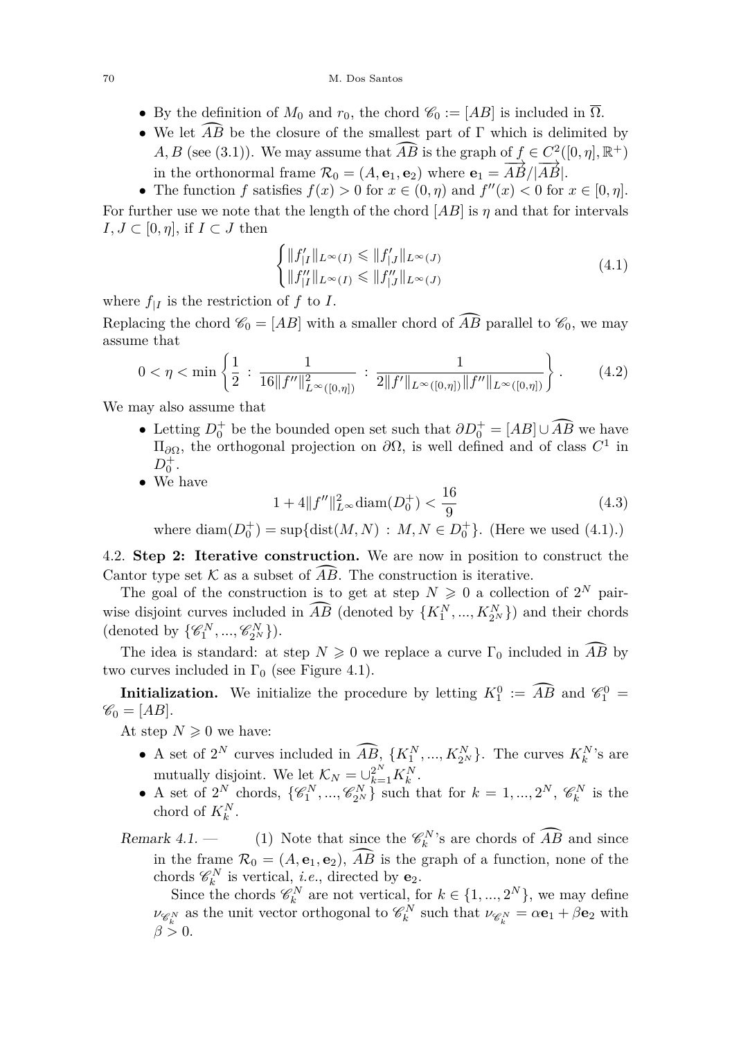- By the definition of $M_0$ and $r_0$, the chord $\mathscr{C}_0 := [AB]$ is included in $\overline{\Omega}$.
- We let $\widehat{AB}$ be the closure of the smallest part of $\Gamma$ which is delimited by $A, B$ (see (3.1)). We may assume that $\widehat{AB}$ is the graph of $f \in C^2([0,\eta],\mathbb{R}^+)$ in the orthonormal frame $\mathcal{R}_0 = (A, \mathbf{e}_1, \mathbf{e}_2)$ where $\mathbf{e}_1 = \overrightarrow{AB}/|\overrightarrow{AB}|$.
- The function $f$ satisfies $f(x) > 0$ for $x \in (0,\eta)$ and $f''(x) < 0$ for $x \in [0,\eta]$.

For further use we note that the length of the chord $[AB]$ is $\eta$ and that for intervals $I, J \subset [0,\eta]$, if $I \subset J$ then

$$\begin{cases} \|f'_{|I}\|_{L^\infty(I)} \leqslant \|f'_{|J}\|_{L^\infty(J)} \\ \|f''_{|I}\|_{L^\infty(I)} \leqslant \|f''_{|J}\|_{L^\infty(J)} \end{cases} \tag{4.1}$$

where $f_{|I}$ is the restriction of $f$ to $I$.

Replacing the chord $\mathscr{C}_0 = [AB]$ with a smaller chord of $\widehat{AB}$ parallel to $\mathscr{C}_0$, we may assume that

$$0 < \eta < \min\left\{\frac{1}{2} \,:\, \frac{1}{16\|f''\|^2_{L^\infty([0,\eta])}} \,:\, \frac{1}{2\|f'\|_{L^\infty([0,\eta])}\|f''\|_{L^\infty([0,\eta])}}\right\}. \tag{4.2}$$

We may also assume that

- Letting $D_0^+$ be the bounded open set such that $\partial D_0^+ = [AB] \cup \widehat{AB}$ we have $\Pi_{\partial\Omega}$, the orthogonal projection on $\partial\Omega$, is well defined and of class $C^1$ in $D_0^+$.
- We have
$$1 + 4\|f''\|^2_{L^\infty}\mathrm{diam}(D_0^+) < \frac{16}{9} \tag{4.3}$$
where $\mathrm{diam}(D_0^+) = \sup\{\mathrm{dist}(M,N) \,:\, M,N \in D_0^+\}$. (Here we used (4.1).)

4.2. **Step 2: Iterative construction.** We are now in position to construct the Cantor type set $\mathcal{K}$ as a subset of $\widehat{AB}$. The construction is iterative.

The goal of the construction is to get at step $N \geqslant 0$ a collection of $2^N$ pairwise disjoint curves included in $\widehat{AB}$ (denoted by $\{K_1^N, ..., K_{2^N}^N\}$) and their chords (denoted by $\{\mathscr{C}_1^N, ..., \mathscr{C}_{2^N}^N\}$).

The idea is standard: at step $N \geqslant 0$ we replace a curve $\Gamma_0$ included in $\widehat{AB}$ by two curves included in $\Gamma_0$ (see Figure 4.1).

**Initialization.** We initialize the procedure by letting $K_1^0 := \widehat{AB}$ and $\mathscr{C}_1^0 = \mathscr{C}_0 = [AB]$.

At step $N \geqslant 0$ we have:

- A set of $2^N$ curves included in $\widehat{AB}$, $\{K_1^N, ..., K_{2^N}^N\}$. The curves $K_k^N$'s are mutually disjoint. We let $\mathcal{K}_N = \cup_{k=1}^{2^N} K_k^N$.
- A set of $2^N$ chords, $\{\mathscr{C}_1^N, ..., \mathscr{C}_{2^N}^N\}$ such that for $k = 1, ..., 2^N$, $\mathscr{C}_k^N$ is the chord of $K_k^N$.

*Remark 4.1.* — (1) Note that since the $\mathscr{C}_k^N$'s are chords of $\widehat{AB}$ and since in the frame $\mathcal{R}_0 = (A, \mathbf{e}_1, \mathbf{e}_2)$, $\widehat{AB}$ is the graph of a function, none of the chords $\mathscr{C}_k^N$ is vertical, *i.e.*, directed by $\mathbf{e}_2$.

Since the chords $\mathscr{C}_k^N$ are not vertical, for $k \in \{1, ..., 2^N\}$, we may define $\nu_{\mathscr{C}_k^N}$ as the unit vector orthogonal to $\mathscr{C}_k^N$ such that $\nu_{\mathscr{C}_k^N} = \alpha\mathbf{e}_1 + \beta\mathbf{e}_2$ with $\beta > 0$.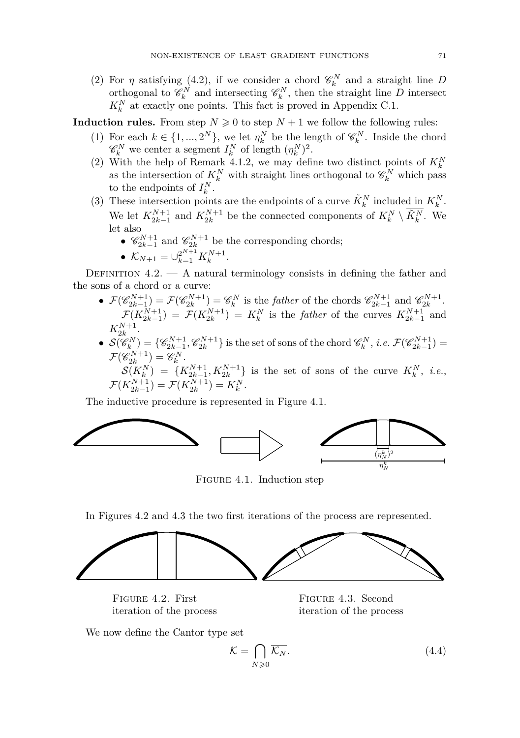(2) For $\eta$ satisfying (4.2), if we consider a chord $\mathscr{C}_k^N$ and a straight line $D$ orthogonal to $\mathscr{C}_k^N$ and intersecting $\mathscr{C}_k^N$, then the straight line $D$ intersect $K_k^N$ at exactly one points. This fact is proved in Appendix C.1.

**Induction rules.** From step $N \geqslant 0$ to step $N+1$ we follow the following rules:

(1) For each $k \in \{1, ..., 2^N\}$, we let $\eta_k^N$ be the length of $\mathscr{C}_k^N$. Inside the chord $\mathscr{C}_k^N$ we center a segment $I_k^N$ of length $(\eta_k^N)^2$.

(2) With the help of Remark 4.1.2, we may define two distinct points of $K_k^N$ as the intersection of $K_k^N$ with straight lines orthogonal to $\mathscr{C}_k^N$ which pass to the endpoints of $I_k^N$.

(3) These intersection points are the endpoints of a curve $\tilde{K}_k^N$ included in $K_k^N$. We let $K_{2k-1}^{N+1}$ and $K_{2k}^{N+1}$ be the connected components of $K_k^N \setminus \overline{\tilde{K}_k^N}$. We let also
   - $\mathscr{C}_{2k-1}^{N+1}$ and $\mathscr{C}_{2k}^{N+1}$ be the corresponding chords;
   - $\mathcal{K}_{N+1} = \cup_{k=1}^{2^{N+1}} K_k^{N+1}$.

Definition 4.2. — A natural terminology consists in defining the father and the sons of a chord or a curve:

- $\mathcal{F}(\mathscr{C}_{2k-1}^{N+1}) = \mathcal{F}(\mathscr{C}_{2k}^{N+1}) = \mathscr{C}_k^N$ is the *father* of the chords $\mathscr{C}_{2k-1}^{N+1}$ and $\mathscr{C}_{2k}^{N+1}$.
  $\mathcal{F}(K_{2k-1}^{N+1}) = \mathcal{F}(K_{2k}^{N+1}) = K_k^N$ is the *father* of the curves $K_{2k-1}^{N+1}$ and $K_{2k}^{N+1}$.
- $\mathcal{S}(\mathscr{C}_k^N) = \{\mathscr{C}_{2k-1}^{N+1}, \mathscr{C}_{2k}^{N+1}\}$ is the set of sons of the chord $\mathscr{C}_k^N$, *i.e.* $\mathcal{F}(\mathscr{C}_{2k-1}^{N+1}) = \mathcal{F}(\mathscr{C}_{2k}^{N+1}) = \mathscr{C}_k^N$.
  $\mathcal{S}(K_k^N) = \{K_{2k-1}^{N+1}, K_{2k}^{N+1}\}$ is the set of sons of the curve $K_k^N$, *i.e.*, $\mathcal{F}(K_{2k-1}^{N+1}) = \mathcal{F}(K_{2k}^{N+1}) = K_k^N$.

The inductive procedure is represented in Figure 4.1.

Figure 4.1. Induction step

In Figures 4.2 and 4.3 the two first iterations of the process are represented.

Figure 4.2. First iteration of the process

Figure 4.3. Second iteration of the process

We now define the Cantor type set

$$\mathcal{K} = \bigcap_{N \geqslant 0} \overline{\mathcal{K}_N}. \tag{4.4}$$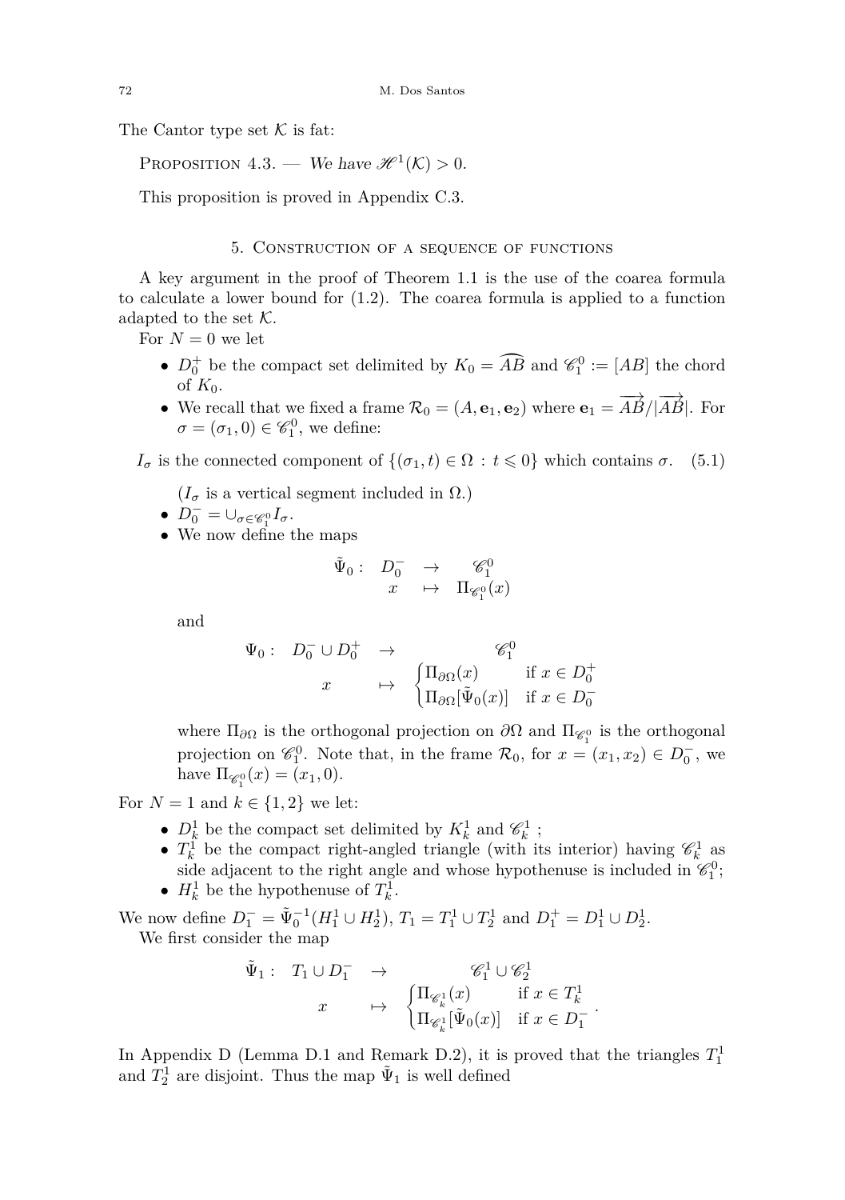The Cantor type set $\mathcal{K}$ is fat:

Proposition 4.3. — *We have $\mathscr{H}^1(\mathcal{K}) > 0$.*

This proposition is proved in Appendix C.3.

## 5. Construction of a sequence of functions

A key argument in the proof of Theorem 1.1 is the use of the coarea formula to calculate a lower bound for (1.2). The coarea formula is applied to a function adapted to the set $\mathcal{K}$.

For $N = 0$ we let

- $D_0^+$ be the compact set delimited by $K_0 = \widehat{AB}$ and $\mathscr{C}_1^0 := [AB]$ the chord of $K_0$.
- We recall that we fixed a frame $\mathcal{R}_0 = (A, \mathbf{e}_1, \mathbf{e}_2)$ where $\mathbf{e}_1 = \overrightarrow{AB}/|\overrightarrow{AB}|$. For $\sigma = (\sigma_1, 0) \in \mathscr{C}_1^0$, we define:

$$I_\sigma \text{ is the connected component of } \{(\sigma_1, t) \in \Omega \, : \, t \leqslant 0\} \text{ which contains } \sigma. \quad (5.1)$$

  ($I_\sigma$ is a vertical segment included in $\Omega$.)
- $D_0^- = \cup_{\sigma \in \mathscr{C}_1^0} I_\sigma$.
- We now define the maps

$$\tilde{\Psi}_0 : \begin{array}{ccc} D_0^- & \to & \mathscr{C}_1^0 \\ x & \mapsto & \Pi_{\mathscr{C}_1^0}(x) \end{array}$$

  and

$$\Psi_0 : \begin{array}{ccc} D_0^- \cup D_0^+ & \to & \mathscr{C}_1^0 \\ x & \mapsto & \begin{cases} \Pi_{\partial\Omega}(x) & \text{if } x \in D_0^+ \\ \Pi_{\partial\Omega}[\tilde{\Psi}_0(x)] & \text{if } x \in D_0^- \end{cases} \end{array}$$

  where $\Pi_{\partial\Omega}$ is the orthogonal projection on $\partial\Omega$ and $\Pi_{\mathscr{C}_1^0}$ is the orthogonal projection on $\mathscr{C}_1^0$. Note that, in the frame $\mathcal{R}_0$, for $x = (x_1, x_2) \in D_0^-$, we have $\Pi_{\mathscr{C}_1^0}(x) = (x_1, 0)$.

For $N = 1$ and $k \in \{1, 2\}$ we let:

- $D_k^1$ be the compact set delimited by $K_k^1$ and $\mathscr{C}_k^1$ ;
- $T_k^1$ be the compact right-angled triangle (with its interior) having $\mathscr{C}_k^1$ as side adjacent to the right angle and whose hypothenuse is included in $\mathscr{C}_1^0$;
- $H_k^1$ be the hypothenuse of $T_k^1$.

We now define $D_1^- = \tilde{\Psi}_0^{-1}(H_1^1 \cup H_2^1)$, $T_1 = T_1^1 \cup T_2^1$ and $D_1^+ = D_1^1 \cup D_2^1$.

We first consider the map

$$\tilde{\Psi}_1 : \begin{array}{ccc} T_1 \cup D_1^- & \to & \mathscr{C}_1^1 \cup \mathscr{C}_2^1 \\ x & \mapsto & \begin{cases} \Pi_{\mathscr{C}_k^1}(x) & \text{if } x \in T_k^1 \\ \Pi_{\mathscr{C}_k^1}[\tilde{\Psi}_0(x)] & \text{if } x \in D_1^- \end{cases} \end{array}.$$

In Appendix D (Lemma D.1 and Remark D.2), it is proved that the triangles $T_1^1$ and $T_2^1$ are disjoint. Thus the map $\tilde{\Psi}_1$ is well defined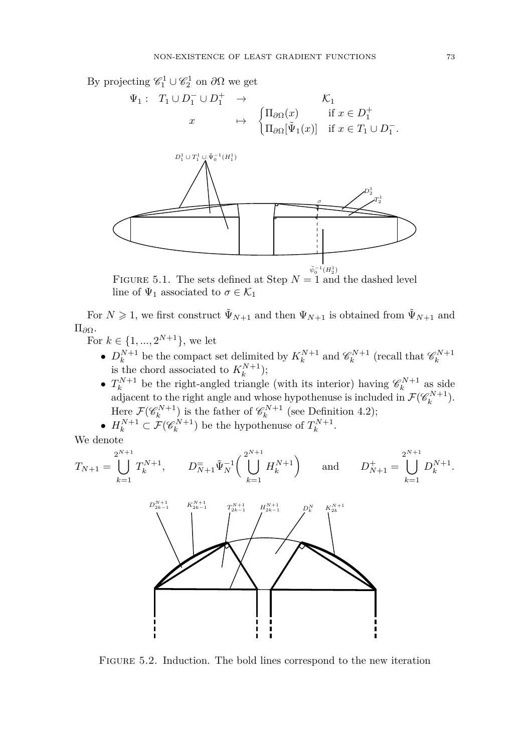By projecting $\mathscr{C}_1^1 \cup \mathscr{C}_2^1$ on $\partial\Omega$ we get

$$\begin{array}{rccl}\Psi_1: & T_1 \cup D_1^- \cup D_1^+ & \to & \mathcal{K}_1 \\ & x & \mapsto & \begin{cases}\Pi_{\partial\Omega}(x) & \text{if } x \in D_1^+ \\ \Pi_{\partial\Omega}[\tilde{\Psi}_1(x)] & \text{if } x \in T_1 \cup D_1^-.\end{cases}\end{array}$$

Figure 5.1. The sets defined at Step $N = 1$ and the dashed level line of $\Psi_1$ associated to $\sigma \in \mathcal{K}_1$

For $N \geqslant 1$, we first construct $\tilde{\Psi}_{N+1}$ and then $\Psi_{N+1}$ is obtained from $\tilde{\Psi}_{N+1}$ and $\Pi_{\partial\Omega}$.

For $k \in \{1, ..., 2^{N+1}\}$, we let

- $D_k^{N+1}$ be the compact set delimited by $K_k^{N+1}$ and $\mathscr{C}_k^{N+1}$ (recall that $\mathscr{C}_k^{N+1}$ is the chord associated to $K_k^{N+1}$);
- $T_k^{N+1}$ be the right-angled triangle (with its interior) having $\mathscr{C}_k^{N+1}$ as side adjacent to the right angle and whose hypothenuse is included in $\mathcal{F}(\mathscr{C}_k^{N+1})$. Here $\mathcal{F}(\mathscr{C}_k^{N+1})$ is the father of $\mathscr{C}_k^{N+1}$ (see Definition 4.2);
- $H_k^{N+1} \subset \mathcal{F}(\mathscr{C}_k^{N+1})$ be the hypothenuse of $T_k^{N+1}$.

We denote

$$T_{N+1} = \bigcup_{k=1}^{2^{N+1}} T_k^{N+1}, \qquad D_{N+1}^{=} \tilde{\Psi}_N^{-1}\Big(\bigcup_{k=1}^{2^{N+1}} H_k^{N+1}\Big) \qquad \text{and} \qquad D_{N+1}^{+} = \bigcup_{k=1}^{2^{N+1}} D_k^{N+1}.$$

Figure 5.2. Induction. The bold lines correspond to the new iteration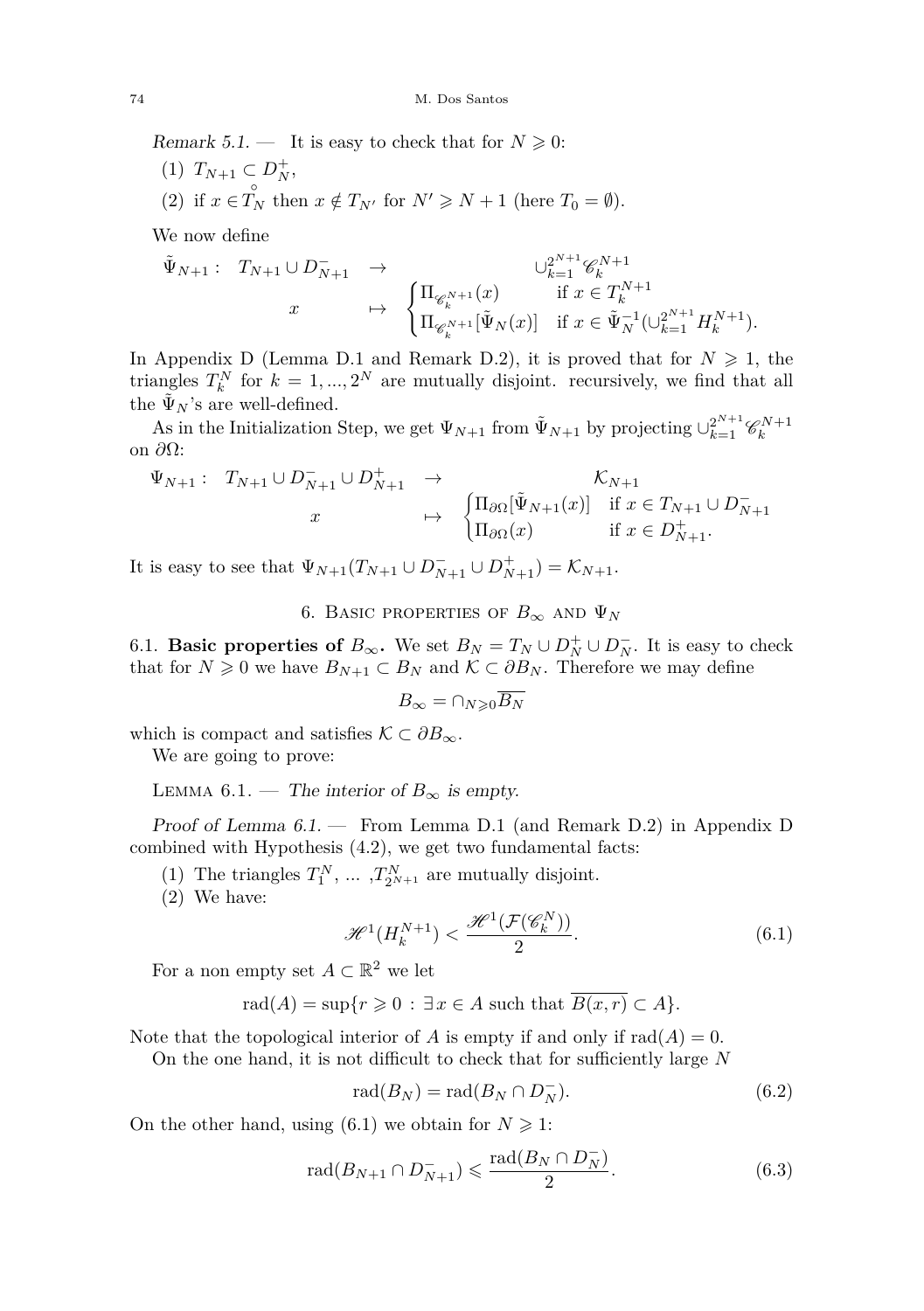*Remark 5.1.* — It is easy to check that for $N \geqslant 0$:

1. $T_{N+1} \subset D_N^+$,
2. if $x \in \overset{\circ}{T}_N$ then $x \notin T_{N'}$ for $N' \geqslant N+1$ (here $T_0 = \emptyset$).

We now define

$$\begin{array}{cccc} \tilde{\Psi}_{N+1}: & T_{N+1} \cup D_{N+1}^- & \to & \cup_{k=1}^{2^{N+1}} \mathscr{C}_k^{N+1} \\ & x & \mapsto & \begin{cases} \Pi_{\mathscr{C}_k^{N+1}}(x) & \text{if } x \in T_k^{N+1} \\ \Pi_{\mathscr{C}_k^{N+1}}[\tilde{\Psi}_N(x)] & \text{if } x \in \tilde{\Psi}_N^{-1}(\cup_{k=1}^{2^{N+1}} H_k^{N+1}). \end{cases} \end{array}$$

In Appendix D (Lemma D.1 and Remark D.2), it is proved that for $N \geqslant 1$, the triangles $T_k^N$ for $k = 1, ..., 2^N$ are mutually disjoint. recursively, we find that all the $\tilde{\Psi}_N$'s are well-defined.

As in the Initialization Step, we get $\Psi_{N+1}$ from $\tilde{\Psi}_{N+1}$ by projecting $\cup_{k=1}^{2^{N+1}} \mathscr{C}_k^{N+1}$ on $\partial\Omega$:

$$\begin{array}{cccc} \Psi_{N+1}: & T_{N+1} \cup D_{N+1}^- \cup D_{N+1}^+ & \to & \mathcal{K}_{N+1} \\ & x & \mapsto & \begin{cases} \Pi_{\partial\Omega}[\tilde{\Psi}_{N+1}(x)] & \text{if } x \in T_{N+1} \cup D_{N+1}^- \\ \Pi_{\partial\Omega}(x) & \text{if } x \in D_{N+1}^+. \end{cases} \end{array}$$

It is easy to see that $\Psi_{N+1}(T_{N+1} \cup D_{N+1}^- \cup D_{N+1}^+) = \mathcal{K}_{N+1}$.

## 6. Basic properties of $B_\infty$ and $\Psi_N$

6.1. **Basic properties of $B_\infty$.** We set $B_N = T_N \cup D_N^+ \cup D_N^-$. It is easy to check that for $N \geqslant 0$ we have $B_{N+1} \subset B_N$ and $\mathcal{K} \subset \partial B_N$. Therefore we may define

$$B_\infty = \cap_{N \geqslant 0} \overline{B_N}$$

which is compact and satisfies $\mathcal{K} \subset \partial B_\infty$.

We are going to prove:

Lemma 6.1. — *The interior of $B_\infty$ is empty.*

*Proof of Lemma 6.1.* — From Lemma D.1 (and Remark D.2) in Appendix D combined with Hypothesis (4.2), we get two fundamental facts:

1. The triangles $T_1^N$, ... ,$T_{2^{N+1}}^N$ are mutually disjoint.
2. We have:

$$\mathscr{H}^1(H_k^{N+1}) < \frac{\mathscr{H}^1(\mathcal{F}(\mathscr{C}_k^N))}{2}. \tag{6.1}$$

For a non empty set $A \subset \mathbb{R}^2$ we let

$$\text{rad}(A) = \sup\{r \geqslant 0 \, : \, \exists x \in A \text{ such that } \overline{B(x,r)} \subset A\}.$$

Note that the topological interior of $A$ is empty if and only if $\text{rad}(A) = 0$.

On the one hand, it is not difficult to check that for sufficiently large $N$

$$\text{rad}(B_N) = \text{rad}(B_N \cap D_N^-). \tag{6.2}$$

On the other hand, using (6.1) we obtain for $N \geqslant 1$:

$$\text{rad}(B_{N+1} \cap D_{N+1}^-) \leqslant \frac{\text{rad}(B_N \cap D_N^-)}{2}. \tag{6.3}$$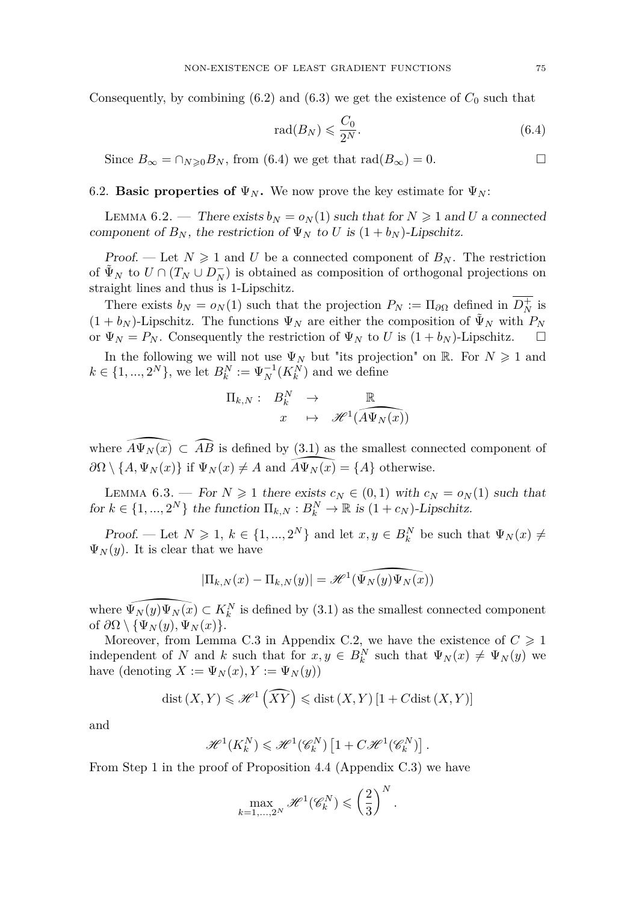Consequently, by combining (6.2) and (6.3) we get the existence of $C_0$ such that

$$\operatorname{rad}(B_N) \leqslant \frac{C_0}{2^N}. \tag{6.4}$$

Since $B_\infty = \cap_{N \geqslant 0} B_N$, from (6.4) we get that $\operatorname{rad}(B_\infty) = 0$. $\square$

### 6.2. Basic properties of $\Psi_N$.

We now prove the key estimate for $\Psi_N$:

Lemma 6.2. — *There exists $b_N = o_N(1)$ such that for $N \geqslant 1$ and $U$ a connected component of $B_N$, the restriction of $\Psi_N$ to $U$ is $(1 + b_N)$-Lipschitz.*

*Proof.* — Let $N \geqslant 1$ and $U$ be a connected component of $B_N$. The restriction of $\tilde{\Psi}_N$ to $U \cap (T_N \cup D_N^-)$ is obtained as composition of orthogonal projections on straight lines and thus is 1-Lipschitz.

There exists $b_N = o_N(1)$ such that the projection $P_N := \Pi_{\partial\Omega}$ defined in $\overline{D_N^+}$ is $(1 + b_N)$-Lipschitz. The functions $\Psi_N$ are either the composition of $\tilde{\Psi}_N$ with $P_N$ or $\Psi_N = P_N$. Consequently the restriction of $\Psi_N$ to $U$ is $(1 + b_N)$-Lipschitz. $\square$

In the following we will not use $\Psi_N$ but "its projection" on $\mathbb{R}$. For $N \geqslant 1$ and $k \in \{1, ..., 2^N\}$, we let $B_k^N := \Psi_N^{-1}(K_k^N)$ and we define

$$\begin{array}{rccc} \Pi_{k,N} : & B_k^N & \to & \mathbb{R} \\ & x & \mapsto & \mathscr{H}^1(\widehat{A\Psi_N(x)}) \end{array}$$

where $\widehat{A\Psi_N(x)} \subset \widehat{AB}$ is defined by (3.1) as the smallest connected component of $\partial\Omega \setminus \{A, \Psi_N(x)\}$ if $\Psi_N(x) \neq A$ and $\widehat{A\Psi_N(x)} = \{A\}$ otherwise.

Lemma 6.3. — *For $N \geqslant 1$ there exists $c_N \in (0, 1)$ with $c_N = o_N(1)$ such that for $k \in \{1, ..., 2^N\}$ the function $\Pi_{k,N} : B_k^N \to \mathbb{R}$ is $(1 + c_N)$-Lipschitz.*

*Proof.* — Let $N \geqslant 1$, $k \in \{1, ..., 2^N\}$ and let $x, y \in B_k^N$ be such that $\Psi_N(x) \neq \Psi_N(y)$. It is clear that we have

$$|\Pi_{k,N}(x) - \Pi_{k,N}(y)| = \mathscr{H}^1(\widehat{\Psi_N(y)\Psi_N(x)})$$

where $\widehat{\Psi_N(y)\Psi_N(x)} \subset K_k^N$ is defined by (3.1) as the smallest connected component of $\partial\Omega \setminus \{\Psi_N(y), \Psi_N(x)\}$.

Moreover, from Lemma C.3 in Appendix C.2, we have the existence of $C \geqslant 1$ independent of $N$ and $k$ such that for $x, y \in B_k^N$ such that $\Psi_N(x) \neq \Psi_N(y)$ we have (denoting $X := \Psi_N(x), Y := \Psi_N(y)$)

$$\operatorname{dist}(X, Y) \leqslant \mathscr{H}^1\left(\widehat{XY}\right) \leqslant \operatorname{dist}(X, Y)\left[1 + C\operatorname{dist}(X, Y)\right]$$

and

$$\mathscr{H}^1(K_k^N) \leqslant \mathscr{H}^1(\mathscr{C}_k^N)\left[1 + C\mathscr{H}^1(\mathscr{C}_k^N)\right].$$

From Step 1 in the proof of Proposition 4.4 (Appendix C.3) we have

$$\max_{k=1,...,2^N} \mathscr{H}^1(\mathscr{C}_k^N) \leqslant \left(\frac{2}{3}\right)^N.$$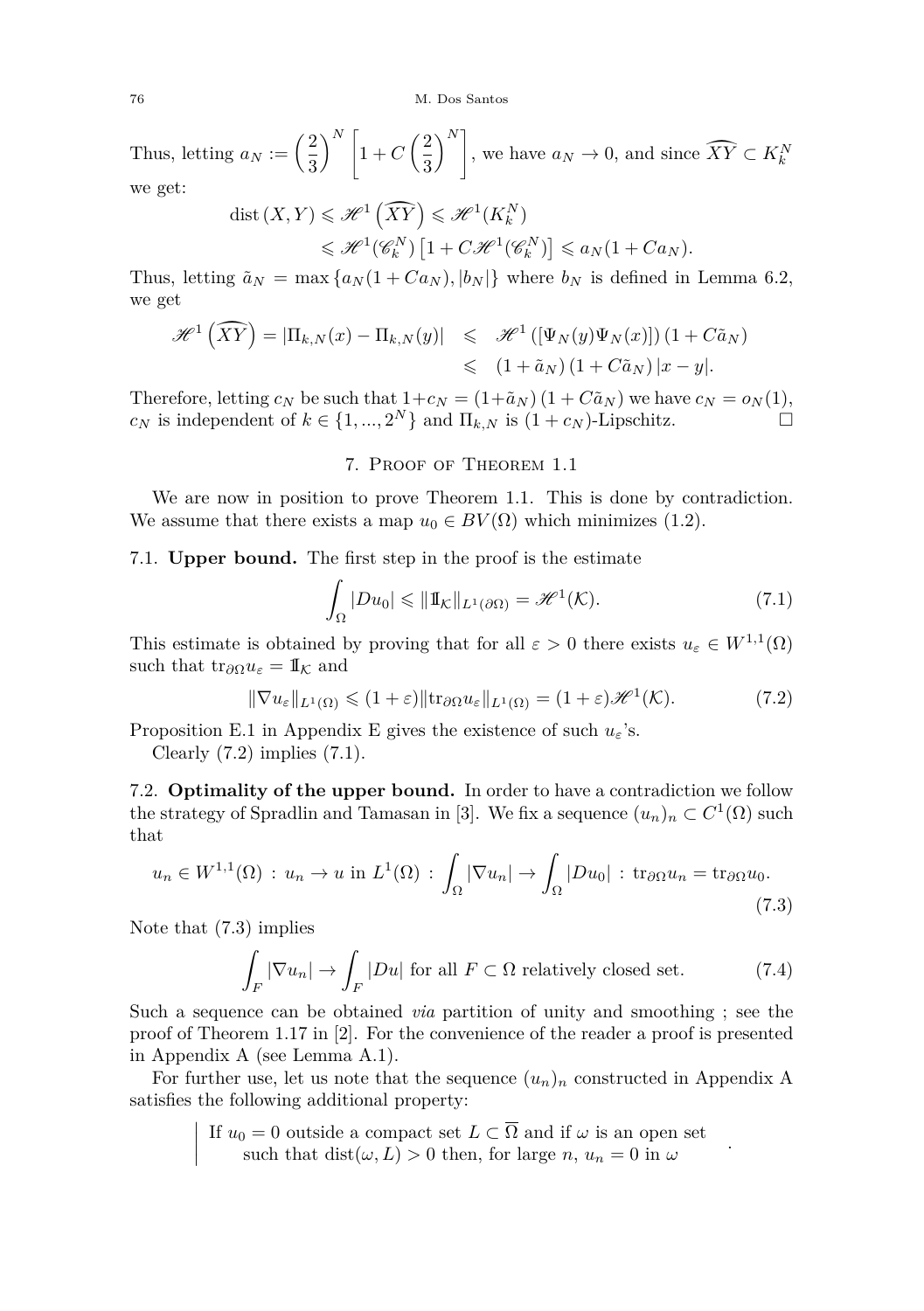Thus, letting $a_N := \left(\dfrac{2}{3}\right)^N \left[1 + C\left(\dfrac{2}{3}\right)^N\right]$, we have $a_N \to 0$, and since $\widehat{XY} \subset K_k^N$ we get:

$$
\begin{aligned}
\operatorname{dist}(X,Y) &\leqslant \mathscr{H}^1\left(\widehat{XY}\right) \leqslant \mathscr{H}^1(K_k^N) \\
&\leqslant \mathscr{H}^1(\mathscr{C}_k^N)\left[1 + C\mathscr{H}^1(\mathscr{C}_k^N)\right] \leqslant a_N(1 + Ca_N).
\end{aligned}
$$

Thus, letting $\tilde{a}_N = \max\{a_N(1+Ca_N), |b_N|\}$ where $b_N$ is defined in Lemma 6.2, we get

$$
\begin{aligned}
\mathscr{H}^1\left(\widehat{XY}\right) = |\Pi_{k,N}(x) - \Pi_{k,N}(y)| &\leqslant \mathscr{H}^1\left([\Psi_N(y)\Psi_N(x)]\right)(1 + C\tilde{a}_N) \\
&\leqslant (1+\tilde{a}_N)(1 + C\tilde{a}_N)|x-y|.
\end{aligned}
$$

Therefore, letting $c_N$ be such that $1+c_N = (1+\tilde{a}_N)(1+C\tilde{a}_N)$ we have $c_N = o_N(1)$, $c_N$ is independent of $k \in \{1, ..., 2^N\}$ and $\Pi_{k,N}$ is $(1+c_N)$-Lipschitz. $\square$

## 7. Proof of Theorem 1.1

We are now in position to prove Theorem 1.1. This is done by contradiction. We assume that there exists a map $u_0 \in BV(\Omega)$ which minimizes (1.2).

7.1. **Upper bound.** The first step in the proof is the estimate

$$
\int_\Omega |Du_0| \leqslant \|\mathbb{1}_\mathcal{K}\|_{L^1(\partial\Omega)} = \mathscr{H}^1(\mathcal{K}). \tag{7.1}
$$

This estimate is obtained by proving that for all $\varepsilon > 0$ there exists $u_\varepsilon \in W^{1,1}(\Omega)$ such that $\operatorname{tr}_{\partial\Omega} u_\varepsilon = \mathbb{1}_\mathcal{K}$ and

$$
\|\nabla u_\varepsilon\|_{L^1(\Omega)} \leqslant (1+\varepsilon)\|\operatorname{tr}_{\partial\Omega} u_\varepsilon\|_{L^1(\Omega)} = (1+\varepsilon)\mathscr{H}^1(\mathcal{K}). \tag{7.2}
$$

Proposition E.1 in Appendix E gives the existence of such $u_\varepsilon$'s.

Clearly (7.2) implies (7.1).

7.2. **Optimality of the upper bound.** In order to have a contradiction we follow the strategy of Spradlin and Tamasan in [3]. We fix a sequence $(u_n)_n \subset C^1(\Omega)$ such that

$$
u_n \in W^{1,1}(\Omega) \,:\, u_n \to u \text{ in } L^1(\Omega) \,:\, \int_\Omega |\nabla u_n| \to \int_\Omega |Du_0| \,:\, \operatorname{tr}_{\partial\Omega} u_n = \operatorname{tr}_{\partial\Omega} u_0. \tag{7.3}
$$

Note that (7.3) implies

$$
\int_F |\nabla u_n| \to \int_F |Du| \text{ for all } F \subset \Omega \text{ relatively closed set.} \tag{7.4}
$$

Such a sequence can be obtained *via* partition of unity and smoothing ; see the proof of Theorem 1.17 in [2]. For the convenience of the reader a proof is presented in Appendix A (see Lemma A.1).

For further use, let us note that the sequence $(u_n)_n$ constructed in Appendix A satisfies the following additional property:

> If $u_0 = 0$ outside a compact set $L \subset \overline{\Omega}$ and if $\omega$ is an open set such that $\operatorname{dist}(\omega, L) > 0$ then, for large $n$, $u_n = 0$ in $\omega$ .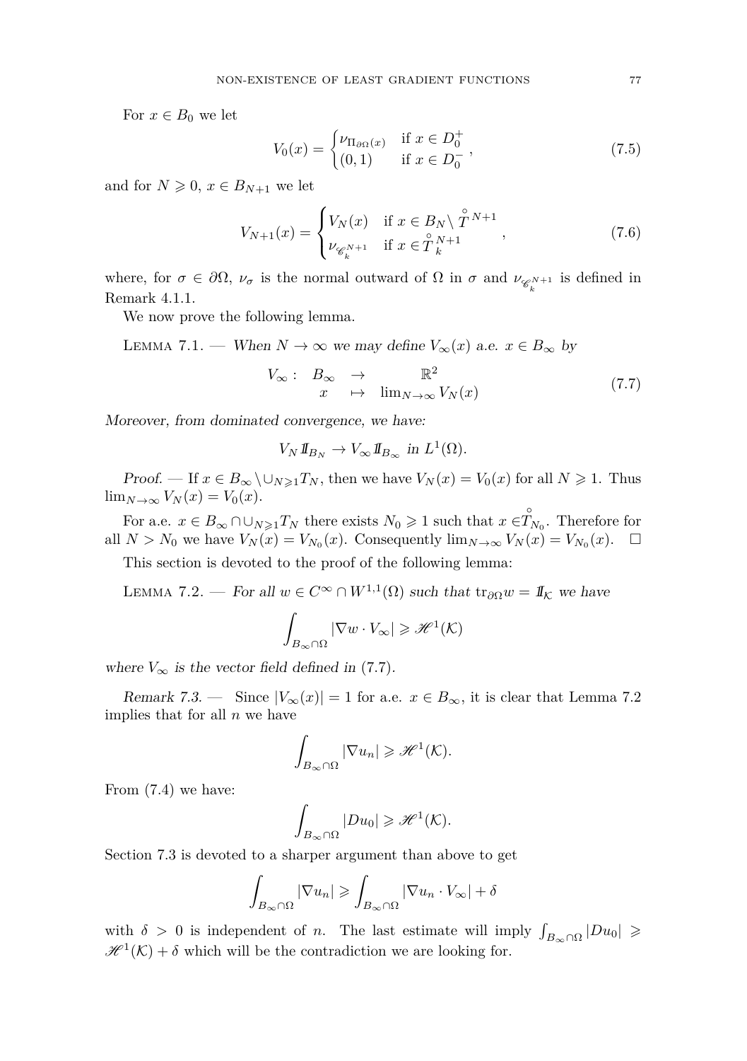For $x \in B_0$ we let

$$V_0(x) = \begin{cases} \nu_{\Pi_{\partial\Omega}(x)} & \text{if } x \in D_0^+ \\ (0,1) & \text{if } x \in D_0^- \end{cases}, \tag{7.5}$$

and for $N \geqslant 0$, $x \in B_{N+1}$ we let

$$V_{N+1}(x) = \begin{cases} V_N(x) & \text{if } x \in B_N \setminus \mathring{T}^{N+1} \\ \nu_{\mathscr{C}_k^{N+1}} & \text{if } x \in \mathring{T}_k^{N+1} \end{cases}, \tag{7.6}$$

where, for $\sigma \in \partial\Omega$, $\nu_\sigma$ is the normal outward of $\Omega$ in $\sigma$ and $\nu_{\mathscr{C}_k^{N+1}}$ is defined in Remark 4.1.1.

We now prove the following lemma.

Lemma 7.1. — *When $N \to \infty$ we may define $V_\infty(x)$ a.e. $x \in B_\infty$ by*

$$\begin{array}{cccc} V_\infty : & B_\infty & \to & \mathbb{R}^2 \\ & x & \mapsto & \lim_{N\to\infty} V_N(x) \end{array} \tag{7.7}$$

*Moreover, from dominated convergence, we have:*

$$V_N 1\!\!I_{B_N} \to V_\infty 1\!\!I_{B_\infty} \text{ in } L^1(\Omega).$$

*Proof.* — If $x \in B_\infty \setminus \cup_{N\geqslant 1} T_N$, then we have $V_N(x) = V_0(x)$ for all $N \geqslant 1$. Thus $\lim_{N\to\infty} V_N(x) = V_0(x)$.

For a.e. $x \in B_\infty \cap \cup_{N\geqslant 1} T_N$ there exists $N_0 \geqslant 1$ such that $x \in \mathring{T}_{N_0}$. Therefore for all $N > N_0$ we have $V_N(x) = V_{N_0}(x)$. Consequently $\lim_{N\to\infty} V_N(x) = V_{N_0}(x)$. □

This section is devoted to the proof of the following lemma:

Lemma 7.2. — *For all $w \in C^\infty \cap W^{1,1}(\Omega)$ such that $\mathrm{tr}_{\partial\Omega} w = 1\!\!I_{\mathcal{K}}$ we have*

$$\int_{B_\infty\cap\Omega} |\nabla w \cdot V_\infty| \geqslant \mathscr{H}^1(\mathcal{K})$$

*where $V_\infty$ is the vector field defined in* (7.7).

*Remark 7.3.* — Since $|V_\infty(x)| = 1$ for a.e. $x \in B_\infty$, it is clear that Lemma 7.2 implies that for all $n$ we have

$$\int_{B_\infty\cap\Omega} |\nabla u_n| \geqslant \mathscr{H}^1(\mathcal{K}).$$

From (7.4) we have:

$$\int_{B_\infty\cap\Omega} |Du_0| \geqslant \mathscr{H}^1(\mathcal{K}).$$

Section 7.3 is devoted to a sharper argument than above to get

$$\int_{B_\infty\cap\Omega} |\nabla u_n| \geqslant \int_{B_\infty\cap\Omega} |\nabla u_n \cdot V_\infty| + \delta$$

with $\delta > 0$ is independent of $n$. The last estimate will imply $\int_{B_\infty\cap\Omega} |Du_0| \geqslant \mathscr{H}^1(\mathcal{K}) + \delta$ which will be the contradiction we are looking for.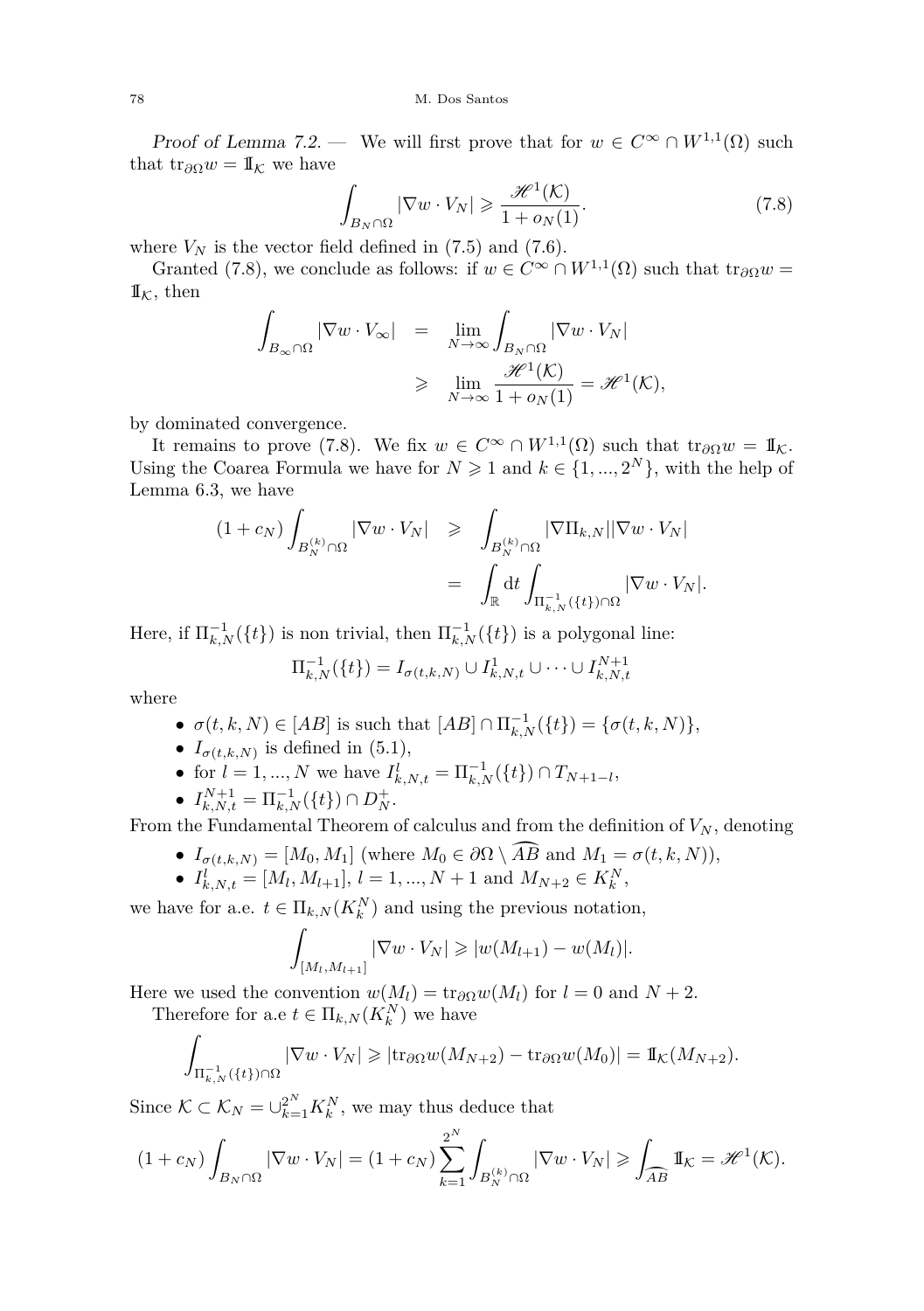*Proof of Lemma 7.2.* — We will first prove that for $w \in C^\infty \cap W^{1,1}(\Omega)$ such that $\text{tr}_{\partial\Omega} w = 1\!\!1_{\mathcal{K}}$ we have

$$\int_{B_N \cap \Omega} |\nabla w \cdot V_N| \geqslant \frac{\mathscr{H}^1(\mathcal{K})}{1 + o_N(1)}. \tag{7.8}$$

where $V_N$ is the vector field defined in (7.5) and (7.6).

Granted (7.8), we conclude as follows: if $w \in C^\infty \cap W^{1,1}(\Omega)$ such that $\text{tr}_{\partial\Omega} w = 1\!\!1_{\mathcal{K}}$, then

$$\begin{aligned}
\int_{B_\infty \cap \Omega} |\nabla w \cdot V_\infty| &= \lim_{N\to\infty} \int_{B_N \cap \Omega} |\nabla w \cdot V_N| \\
&\geqslant \lim_{N\to\infty} \frac{\mathscr{H}^1(\mathcal{K})}{1 + o_N(1)} = \mathscr{H}^1(\mathcal{K}),
\end{aligned}$$

by dominated convergence.

It remains to prove (7.8). We fix $w \in C^\infty \cap W^{1,1}(\Omega)$ such that $\text{tr}_{\partial\Omega} w = 1\!\!1_{\mathcal{K}}$. Using the Coarea Formula we have for $N \geqslant 1$ and $k \in \{1, ..., 2^N\}$, with the help of Lemma 6.3, we have

$$\begin{aligned}
(1 + c_N) \int_{B_N^{(k)} \cap \Omega} |\nabla w \cdot V_N| &\geqslant \int_{B_N^{(k)} \cap \Omega} |\nabla \Pi_{k,N}| |\nabla w \cdot V_N| \\
&= \int_{\mathbb{R}} \mathrm{d}t \int_{\Pi_{k,N}^{-1}(\{t\}) \cap \Omega} |\nabla w \cdot V_N|.
\end{aligned}$$

Here, if $\Pi_{k,N}^{-1}(\{t\})$ is non trivial, then $\Pi_{k,N}^{-1}(\{t\})$ is a polygonal line:

$$\Pi_{k,N}^{-1}(\{t\}) = I_{\sigma(t,k,N)} \cup I_{k,N,t}^1 \cup \cdots \cup I_{k,N,t}^{N+1}$$

where

- $\sigma(t, k, N) \in [AB]$ is such that $[AB] \cap \Pi_{k,N}^{-1}(\{t\}) = \{\sigma(t, k, N)\}$,
- $I_{\sigma(t,k,N)}$ is defined in (5.1),
- for $l = 1, ..., N$ we have $I_{k,N,t}^l = \Pi_{k,N}^{-1}(\{t\}) \cap T_{N+1-l}$,
- $I_{k,N,t}^{N+1} = \Pi_{k,N}^{-1}(\{t\}) \cap D_N^+$.

From the Fundamental Theorem of calculus and from the definition of $V_N$, denoting

- $I_{\sigma(t,k,N)} = [M_0, M_1]$ (where $M_0 \in \partial\Omega \setminus \widehat{AB}$ and $M_1 = \sigma(t, k, N)$),
- $I_{k,N,t}^l = [M_l, M_{l+1}]$, $l = 1, ..., N+1$ and $M_{N+2} \in K_k^N$,

we have for a.e. $t \in \Pi_{k,N}(K_k^N)$ and using the previous notation,

$$\int_{[M_l, M_{l+1}]} |\nabla w \cdot V_N| \geqslant |w(M_{l+1}) - w(M_l)|.$$

Here we used the convention $w(M_l) = \text{tr}_{\partial\Omega} w(M_l)$ for $l = 0$ and $N+2$.

Therefore for a.e $t \in \Pi_{k,N}(K_k^N)$ we have

$$\int_{\Pi_{k,N}^{-1}(\{t\}) \cap \Omega} |\nabla w \cdot V_N| \geqslant |\text{tr}_{\partial\Omega} w(M_{N+2}) - \text{tr}_{\partial\Omega} w(M_0)| = 1\!\!1_{\mathcal{K}}(M_{N+2}).$$

Since $\mathcal{K} \subset \mathcal{K}_N = \cup_{k=1}^{2^N} K_k^N$, we may thus deduce that

$$(1 + c_N) \int_{B_N \cap \Omega} |\nabla w \cdot V_N| = (1 + c_N) \sum_{k=1}^{2^N} \int_{B_N^{(k)} \cap \Omega} |\nabla w \cdot V_N| \geqslant \int_{\widehat{AB}} 1\!\!1_{\mathcal{K}} = \mathscr{H}^1(\mathcal{K}).$$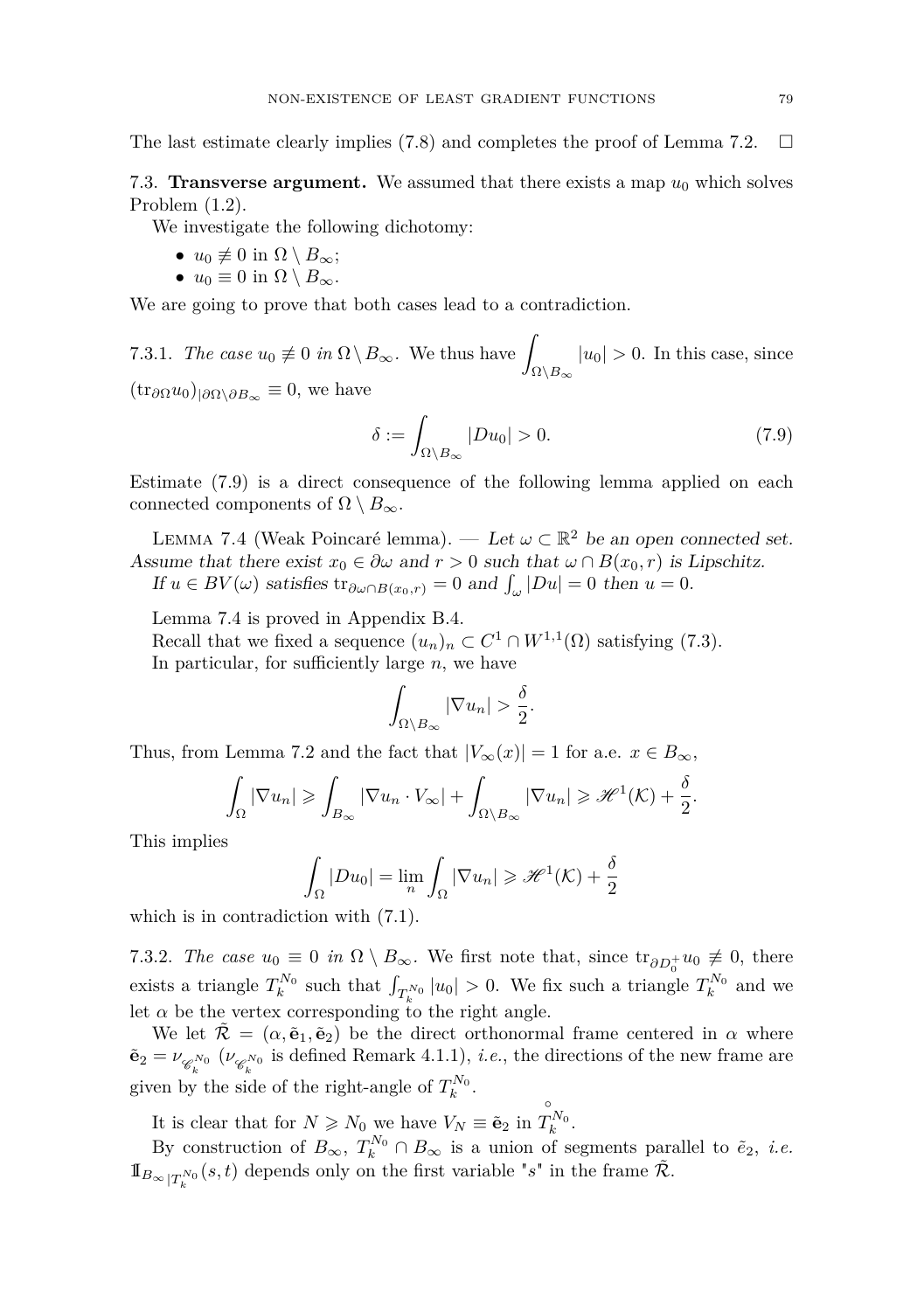The last estimate clearly implies (7.8) and completes the proof of Lemma 7.2. $\square$

### 7.3. **Transverse argument.**

We assumed that there exists a map $u_0$ which solves Problem (1.2).

We investigate the following dichotomy:

- $u_0 \not\equiv 0$ in $\Omega \setminus B_\infty$;
- $u_0 \equiv 0$ in $\Omega \setminus B_\infty$.

We are going to prove that both cases lead to a contradiction.

#### 7.3.1. *The case $u_0 \not\equiv 0$ in $\Omega \setminus B_\infty$.*

We thus have $\displaystyle\int_{\Omega\setminus B_\infty} |u_0| > 0$. In this case, since $(\mathrm{tr}_{\partial\Omega} u_0)_{|\partial\Omega\setminus\partial B_\infty} \equiv 0$, we have

$$\delta := \int_{\Omega\setminus B_\infty} |Du_0| > 0. \tag{7.9}$$

Estimate (7.9) is a direct consequence of the following lemma applied on each connected components of $\Omega \setminus B_\infty$.

Lemma 7.4 (Weak Poincaré lemma). — *Let $\omega \subset \mathbb{R}^2$ be an open connected set. Assume that there exist $x_0 \in \partial\omega$ and $r > 0$ such that $\omega \cap B(x_0, r)$ is Lipschitz. If $u \in BV(\omega)$ satisfies $\mathrm{tr}_{\partial\omega\cap B(x_0,r)} = 0$ and $\int_\omega |Du| = 0$ then $u = 0$.*

Lemma 7.4 is proved in Appendix B.4.

Recall that we fixed a sequence $(u_n)_n \subset C^1 \cap W^{1,1}(\Omega)$ satisfying (7.3).

In particular, for sufficiently large $n$, we have

$$\int_{\Omega\setminus B_\infty} |\nabla u_n| > \frac{\delta}{2}.$$

Thus, from Lemma 7.2 and the fact that $|V_\infty(x)| = 1$ for a.e. $x \in B_\infty$,

$$\int_\Omega |\nabla u_n| \geqslant \int_{B_\infty} |\nabla u_n \cdot V_\infty| + \int_{\Omega\setminus B_\infty} |\nabla u_n| \geqslant \mathscr{H}^1(\mathcal{K}) + \frac{\delta}{2}.$$

This implies

$$\int_\Omega |Du_0| = \lim_n \int_\Omega |\nabla u_n| \geqslant \mathscr{H}^1(\mathcal{K}) + \frac{\delta}{2}$$

which is in contradiction with (7.1).

#### 7.3.2. *The case $u_0 \equiv 0$ in $\Omega \setminus B_\infty$.*

We first note that, since $\mathrm{tr}_{\partial D_0^+} u_0 \not\equiv 0$, there exists a triangle $T_k^{N_0}$ such that $\int_{T_k^{N_0}} |u_0| > 0$. We fix such a triangle $T_k^{N_0}$ and we let $\alpha$ be the vertex corresponding to the right angle.

We let $\tilde{\mathcal{R}} = (\alpha, \tilde{\mathbf{e}}_1, \tilde{\mathbf{e}}_2)$ be the direct orthonormal frame centered in $\alpha$ where $\tilde{\mathbf{e}}_2 = \nu_{\mathscr{C}_k^{N_0}}$ ($\nu_{\mathscr{C}_k^{N_0}}$ is defined Remark 4.1.1), *i.e.*, the directions of the new frame are given by the side of the right-angle of $T_k^{N_0}$.

It is clear that for $N \geqslant N_0$ we have $V_N \equiv \tilde{\mathbf{e}}_2$ in $\overset{\circ}{T}{}_k^{N_0}$.

By construction of $B_\infty$, $T_k^{N_0} \cap B_\infty$ is a union of segments parallel to $\tilde{e}_2$, *i.e.* $\mathbb{1}_{B_\infty|T_k^{N_0}}(s, t)$ depends only on the first variable "$s$" in the frame $\tilde{\mathcal{R}}$.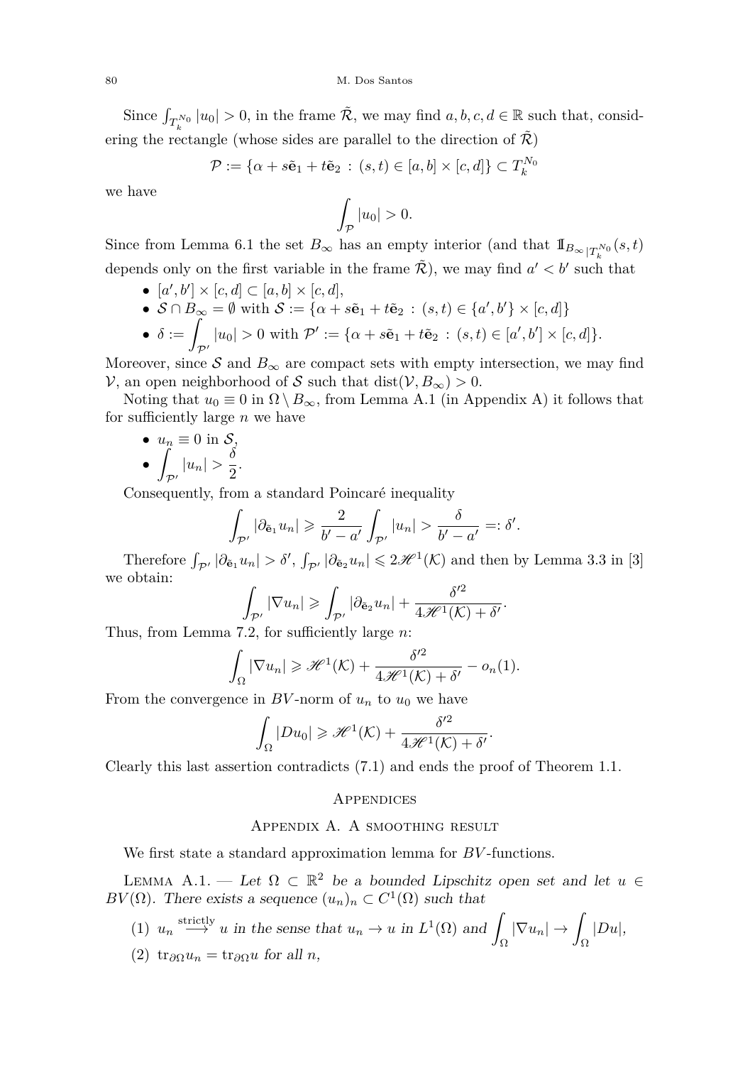Since $\int_{T_k^{N_0}} |u_0| > 0$, in the frame $\tilde{\mathcal{R}}$, we may find $a, b, c, d \in \mathbb{R}$ such that, considering the rectangle (whose sides are parallel to the direction of $\tilde{\mathcal{R}}$)

$$\mathcal{P} := \{\alpha + s\tilde{\mathbf{e}}_1 + t\tilde{\mathbf{e}}_2 \, : \, (s,t) \in [a,b] \times [c,d]\} \subset T_k^{N_0}$$

we have

$$\int_{\mathcal{P}} |u_0| > 0.$$

Since from Lemma 6.1 the set $B_\infty$ has an empty interior (and that $\mathbb{1}_{B_\infty|T_k^{N_0}}(s,t)$ depends only on the first variable in the frame $\tilde{\mathcal{R}}$), we may find $a' < b'$ such that

- $[a', b'] \times [c, d] \subset [a, b] \times [c, d]$,
- $\mathcal{S} \cap B_\infty = \emptyset$ with $\mathcal{S} := \{\alpha + s\tilde{\mathbf{e}}_1 + t\tilde{\mathbf{e}}_2 \, : \, (s,t) \in \{a', b'\} \times [c,d]\}$
- $\delta := \displaystyle\int_{\mathcal{P}'} |u_0| > 0$ with $\mathcal{P}' := \{\alpha + s\tilde{\mathbf{e}}_1 + t\tilde{\mathbf{e}}_2 \, : \, (s,t) \in [a', b'] \times [c,d]\}$.

Moreover, since $\mathcal{S}$ and $B_\infty$ are compact sets with empty intersection, we may find $\mathcal{V}$, an open neighborhood of $\mathcal{S}$ such that $\mathrm{dist}(\mathcal{V}, B_\infty) > 0$.

Noting that $u_0 \equiv 0$ in $\Omega \setminus B_\infty$, from Lemma A.1 (in Appendix A) it follows that for sufficiently large $n$ we have

- $u_n \equiv 0$ in $\mathcal{S}$,
- $\displaystyle\int_{\mathcal{P}'} |u_n| > \frac{\delta}{2}$.

Consequently, from a standard Poincaré inequality

$$\int_{\mathcal{P}'} |\partial_{\tilde{\mathbf{e}}_1} u_n| \geqslant \frac{2}{b' - a'} \int_{\mathcal{P}'} |u_n| > \frac{\delta}{b' - a'} =: \delta'.$$

Therefore $\int_{\mathcal{P}'} |\partial_{\tilde{\mathbf{e}}_1} u_n| > \delta'$, $\int_{\mathcal{P}'} |\partial_{\tilde{\mathbf{e}}_2} u_n| \leqslant 2\mathscr{H}^1(\mathcal{K})$ and then by Lemma 3.3 in [3] we obtain:

$$\int_{\mathcal{P}'} |\nabla u_n| \geqslant \int_{\mathcal{P}'} |\partial_{\tilde{\mathbf{e}}_2} u_n| + \frac{\delta'^2}{4\mathscr{H}^1(\mathcal{K}) + \delta'}.$$

Thus, from Lemma 7.2, for sufficiently large $n$:

$$\int_\Omega |\nabla u_n| \geqslant \mathscr{H}^1(\mathcal{K}) + \frac{\delta'^2}{4\mathscr{H}^1(\mathcal{K}) + \delta'} - o_n(1).$$

From the convergence in $BV$-norm of $u_n$ to $u_0$ we have

$$\int_\Omega |Du_0| \geqslant \mathscr{H}^1(\mathcal{K}) + \frac{\delta'^2}{4\mathscr{H}^1(\mathcal{K}) + \delta'}.$$

Clearly this last assertion contradicts (7.1) and ends the proof of Theorem 1.1.

# Appendices

## Appendix A. A smoothing result

We first state a standard approximation lemma for $BV$-functions.

Lemma A.1. — *Let $\Omega \subset \mathbb{R}^2$ be a bounded Lipschitz open set and let $u \in BV(\Omega)$. There exists a sequence $(u_n)_n \subset C^1(\Omega)$ such that*

(1) $u_n \overset{\text{strictly}}{\longrightarrow} u$ *in the sense that* $u_n \to u$ *in* $L^1(\Omega)$ *and* $\displaystyle\int_\Omega |\nabla u_n| \to \int_\Omega |Du|$,

(2) $\mathrm{tr}_{\partial\Omega} u_n = \mathrm{tr}_{\partial\Omega} u$ *for all* $n$,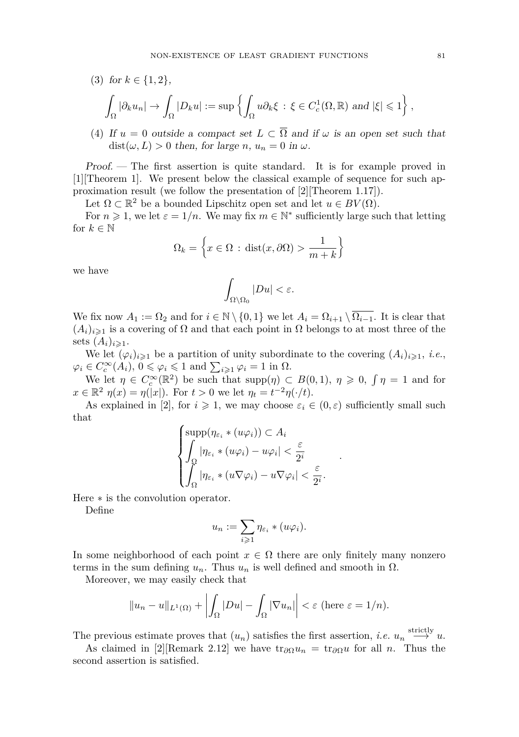(3) *for* $k \in \{1, 2\}$,

$$\int_\Omega |\partial_k u_n| \to \int_\Omega |D_k u| := \sup \left\{ \int_\Omega u \partial_k \xi \,:\, \xi \in C^1_c(\Omega, \mathbb{R}) \text{ and } |\xi| \leqslant 1 \right\},$$

(4) *If* $u = 0$ *outside a compact set* $L \subset \overline{\Omega}$ *and if* $\omega$ *is an open set such that* $\mathrm{dist}(\omega, L) > 0$ *then, for large* $n$, $u_n = 0$ *in* $\omega$.

*Proof.* — The first assertion is quite standard. It is for example proved in [1][Theorem 1]. We present below the classical example of sequence for such approximation result (we follow the presentation of [2][Theorem 1.17]).

Let $\Omega \subset \mathbb{R}^2$ be a bounded Lipschitz open set and let $u \in BV(\Omega)$.

For $n \geqslant 1$, we let $\varepsilon = 1/n$. We may fix $m \in \mathbb{N}^*$ sufficiently large such that letting for $k \in \mathbb{N}$

$$\Omega_k = \left\{ x \in \Omega \,:\, \mathrm{dist}(x, \partial\Omega) > \frac{1}{m+k} \right\}$$

we have

$$\int_{\Omega \setminus \Omega_0} |Du| < \varepsilon.$$

We fix now $A_1 := \Omega_2$ and for $i \in \mathbb{N} \setminus \{0, 1\}$ we let $A_i = \Omega_{i+1} \setminus \overline{\Omega_{i-1}}$. It is clear that $(A_i)_{i \geqslant 1}$ is a covering of $\Omega$ and that each point in $\Omega$ belongs to at most three of the sets $(A_i)_{i \geqslant 1}$.

We let $(\varphi_i)_{i \geqslant 1}$ be a partition of unity subordinate to the covering $(A_i)_{i \geqslant 1}$, *i.e.*, $\varphi_i \in C^\infty_c(A_i)$, $0 \leqslant \varphi_i \leqslant 1$ and $\sum_{i \geqslant 1} \varphi_i = 1$ in $\Omega$.

We let $\eta \in C^\infty_c(\mathbb{R}^2)$ be such that $\mathrm{supp}(\eta) \subset B(0, 1)$, $\eta \geqslant 0$, $\int \eta = 1$ and for $x \in \mathbb{R}^2$ $\eta(x) = \eta(|x|)$. For $t > 0$ we let $\eta_t = t^{-2}\eta(\cdot/t)$.

As explained in [2], for $i \geqslant 1$, we may choose $\varepsilon_i \in (0, \varepsilon)$ sufficiently small such that

$$\begin{cases} \mathrm{supp}(\eta_{\varepsilon_i} * (u\varphi_i)) \subset A_i \\ \displaystyle\int_\Omega |\eta_{\varepsilon_i} * (u\varphi_i) - u\varphi_i| < \frac{\varepsilon}{2^i} \\ \displaystyle\int_\Omega |\eta_{\varepsilon_i} * (u\nabla\varphi_i) - u\nabla\varphi_i| < \frac{\varepsilon}{2^i}. \end{cases}.$$

Here $*$ is the convolution operator.

Define

$$u_n := \sum_{i \geqslant 1} \eta_{\varepsilon_i} * (u\varphi_i).$$

In some neighborhood of each point $x \in \Omega$ there are only finitely many nonzero terms in the sum defining $u_n$. Thus $u_n$ is well defined and smooth in $\Omega$.

Moreover, we may easily check that

$$\|u_n - u\|_{L^1(\Omega)} + \left| \int_\Omega |Du| - \int_\Omega |\nabla u_n| \right| < \varepsilon \text{ (here } \varepsilon = 1/n).$$

The previous estimate proves that $(u_n)$ satisfies the first assertion, *i.e.* $u_n \stackrel{\text{strictly}}{\longrightarrow} u$.

As claimed in [2][Remark 2.12] we have $\mathrm{tr}_{\partial\Omega} u_n = \mathrm{tr}_{\partial\Omega} u$ for all $n$. Thus the second assertion is satisfied.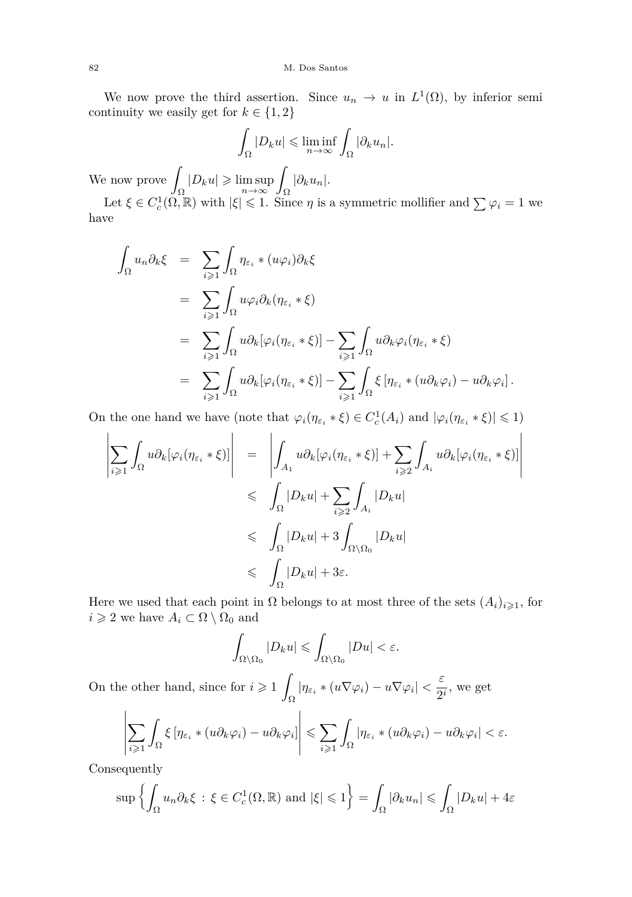We now prove the third assertion. Since $u_n \to u$ in $L^1(\Omega)$, by inferior semi continuity we easily get for $k \in \{1,2\}$

$$\int_\Omega |D_k u| \leqslant \liminf_{n\to\infty} \int_\Omega |\partial_k u_n|.$$

We now prove $\displaystyle\int_\Omega |D_k u| \geqslant \limsup_{n\to\infty} \int_\Omega |\partial_k u_n|$.

Let $\xi \in C^1_c(\Omega, \mathbb{R})$ with $|\xi| \leqslant 1$. Since $\eta$ is a symmetric mollifier and $\sum \varphi_i = 1$ we have

$$\begin{aligned}
\int_\Omega u_n \partial_k \xi &= \sum_{i\geqslant 1} \int_\Omega \eta_{\varepsilon_i} * (u\varphi_i) \partial_k \xi \\
&= \sum_{i\geqslant 1} \int_\Omega u\varphi_i \partial_k (\eta_{\varepsilon_i} * \xi) \\
&= \sum_{i\geqslant 1} \int_\Omega u \partial_k [\varphi_i(\eta_{\varepsilon_i} * \xi)] - \sum_{i\geqslant 1} \int_\Omega u \partial_k \varphi_i (\eta_{\varepsilon_i} * \xi) \\
&= \sum_{i\geqslant 1} \int_\Omega u \partial_k [\varphi_i(\eta_{\varepsilon_i} * \xi)] - \sum_{i\geqslant 1} \int_\Omega \xi \left[\eta_{\varepsilon_i} * (u\partial_k\varphi_i) - u\partial_k\varphi_i\right].
\end{aligned}$$

On the one hand we have (note that $\varphi_i(\eta_{\varepsilon_i} * \xi) \in C^1_c(A_i)$ and $|\varphi_i(\eta_{\varepsilon_i} * \xi)| \leqslant 1$)

$$\begin{aligned}
\left| \sum_{i\geqslant 1} \int_\Omega u \partial_k [\varphi_i(\eta_{\varepsilon_i} * \xi)] \right| &= \left| \int_{A_1} u \partial_k [\varphi_i(\eta_{\varepsilon_i} * \xi)] + \sum_{i\geqslant 2} \int_{A_i} u \partial_k [\varphi_i(\eta_{\varepsilon_i} * \xi)] \right| \\
&\leqslant \int_\Omega |D_k u| + \sum_{i\geqslant 2} \int_{A_i} |D_k u| \\
&\leqslant \int_\Omega |D_k u| + 3 \int_{\Omega\setminus\Omega_0} |D_k u| \\
&\leqslant \int_\Omega |D_k u| + 3\varepsilon.
\end{aligned}$$

Here we used that each point in $\Omega$ belongs to at most three of the sets $(A_i)_{i\geqslant 1}$, for $i \geqslant 2$ we have $A_i \subset \Omega \setminus \Omega_0$ and

$$\int_{\Omega\setminus\Omega_0} |D_k u| \leqslant \int_{\Omega\setminus\Omega_0} |Du| < \varepsilon.$$

On the other hand, since for $i \geqslant 1$ $\displaystyle\int_\Omega |\eta_{\varepsilon_i} * (u\nabla\varphi_i) - u\nabla\varphi_i| < \frac{\varepsilon}{2^i}$, we get

$$\left| \sum_{i\geqslant 1} \int_\Omega \xi \left[\eta_{\varepsilon_i} * (u\partial_k\varphi_i) - u\partial_k\varphi_i\right] \right| \leqslant \sum_{i\geqslant 1} \int_\Omega |\eta_{\varepsilon_i} * (u\partial_k\varphi_i) - u\partial_k\varphi_i| < \varepsilon.$$

Consequently

$$\sup\left\{ \int_\Omega u_n \partial_k \xi \,:\, \xi \in C^1_c(\Omega, \mathbb{R}) \text{ and } |\xi| \leqslant 1 \right\} = \int_\Omega |\partial_k u_n| \leqslant \int_\Omega |D_k u| + 4\varepsilon$$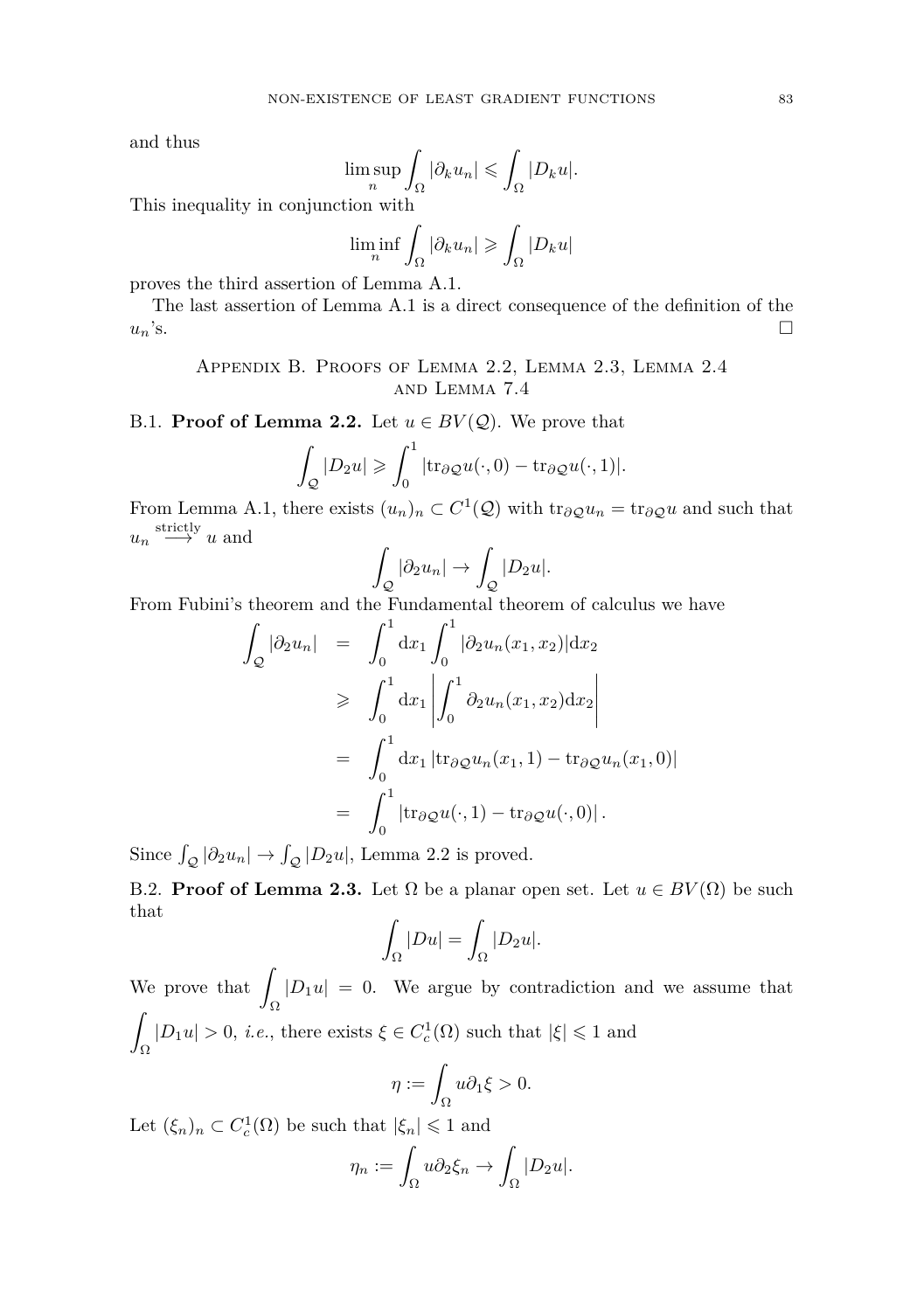and thus

$$\limsup_n \int_\Omega |\partial_k u_n| \leqslant \int_\Omega |D_k u|.$$

This inequality in conjunction with

$$\liminf_n \int_\Omega |\partial_k u_n| \geqslant \int_\Omega |D_k u|$$

proves the third assertion of Lemma A.1.

The last assertion of Lemma A.1 is a direct consequence of the definition of the $u_n$'s. □

## Appendix B. Proofs of Lemma 2.2, Lemma 2.3, Lemma 2.4 and Lemma 7.4

B.1. **Proof of Lemma 2.2.** Let $u \in BV(\mathcal{Q})$. We prove that

$$\int_\mathcal{Q} |D_2 u| \geqslant \int_0^1 |\mathrm{tr}_{\partial\mathcal{Q}} u(\cdot, 0) - \mathrm{tr}_{\partial\mathcal{Q}} u(\cdot, 1)|.$$

From Lemma A.1, there exists $(u_n)_n \subset C^1(\mathcal{Q})$ with $\mathrm{tr}_{\partial\mathcal{Q}} u_n = \mathrm{tr}_{\partial\mathcal{Q}} u$ and such that $u_n \overset{\text{strictly}}{\longrightarrow} u$ and

$$\int_\mathcal{Q} |\partial_2 u_n| \to \int_\mathcal{Q} |D_2 u|.$$

From Fubini's theorem and the Fundamental theorem of calculus we have

$$\begin{aligned}
\int_\mathcal{Q} |\partial_2 u_n| &= \int_0^1 \mathrm{d}x_1 \int_0^1 |\partial_2 u_n(x_1, x_2)| \mathrm{d}x_2 \\
&\geqslant \int_0^1 \mathrm{d}x_1 \left| \int_0^1 \partial_2 u_n(x_1, x_2) \mathrm{d}x_2 \right| \\
&= \int_0^1 \mathrm{d}x_1 \, |\mathrm{tr}_{\partial\mathcal{Q}} u_n(x_1, 1) - \mathrm{tr}_{\partial\mathcal{Q}} u_n(x_1, 0)| \\
&= \int_0^1 |\mathrm{tr}_{\partial\mathcal{Q}} u(\cdot, 1) - \mathrm{tr}_{\partial\mathcal{Q}} u(\cdot, 0)| \,.
\end{aligned}$$

Since $\int_\mathcal{Q} |\partial_2 u_n| \to \int_\mathcal{Q} |D_2 u|$, Lemma 2.2 is proved.

B.2. **Proof of Lemma 2.3.** Let $\Omega$ be a planar open set. Let $u \in BV(\Omega)$ be such that

$$\int_\Omega |Du| = \int_\Omega |D_2 u|.$$

We prove that $\displaystyle\int_\Omega |D_1 u| = 0$. We argue by contradiction and we assume that $\displaystyle\int_\Omega |D_1 u| > 0$, *i.e.*, there exists $\xi \in C^1_c(\Omega)$ such that $|\xi| \leqslant 1$ and

$$\eta := \int_\Omega u \partial_1 \xi > 0.$$

Let $(\xi_n)_n \subset C^1_c(\Omega)$ be such that $|\xi_n| \leqslant 1$ and

$$\eta_n := \int_\Omega u \partial_2 \xi_n \to \int_\Omega |D_2 u|.$$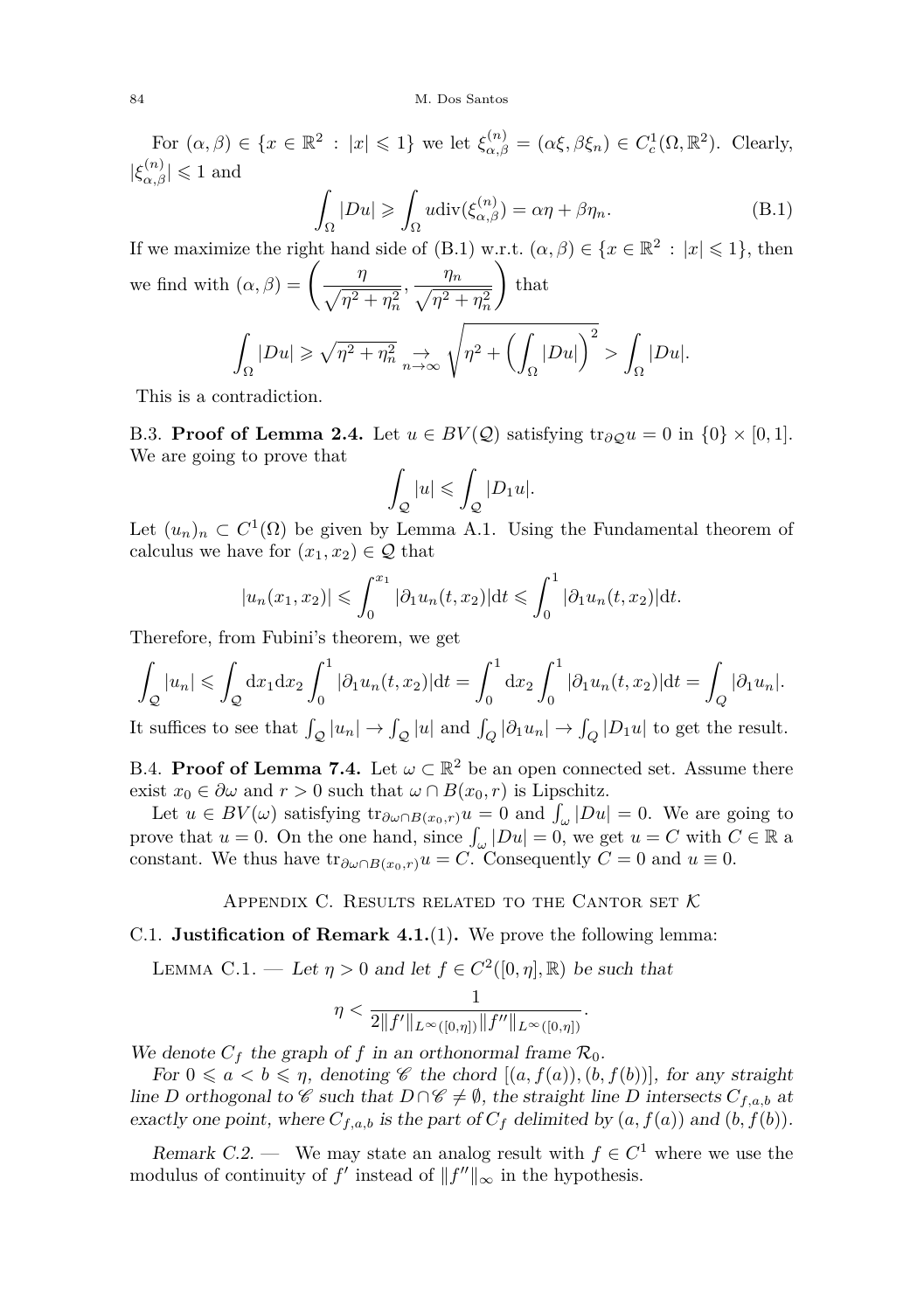For $(\alpha, \beta) \in \{x \in \mathbb{R}^2 : |x| \leqslant 1\}$ we let $\xi^{(n)}_{\alpha,\beta} = (\alpha\xi, \beta\xi_n) \in C^1_c(\Omega, \mathbb{R}^2)$. Clearly, $|\xi^{(n)}_{\alpha,\beta}| \leqslant 1$ and

$$\int_\Omega |Du| \geqslant \int_\Omega u \operatorname{div}(\xi^{(n)}_{\alpha,\beta}) = \alpha\eta + \beta\eta_n. \tag{B.1}$$

If we maximize the right hand side of (B.1) w.r.t. $(\alpha, \beta) \in \{x \in \mathbb{R}^2 : |x| \leqslant 1\}$, then we find with $(\alpha, \beta) = \left(\frac{\eta}{\sqrt{\eta^2 + \eta_n^2}}, \frac{\eta_n}{\sqrt{\eta^2 + \eta_n^2}}\right)$ that

$$\int_\Omega |Du| \geqslant \sqrt{\eta^2 + \eta_n^2} \underset{n\to\infty}{\to} \sqrt{\eta^2 + \left(\int_\Omega |Du|\right)^2} > \int_\Omega |Du|.$$

This is a contradiction.

B.3. **Proof of Lemma 2.4.** Let $u \in BV(\mathcal{Q})$ satisfying $\operatorname{tr}_{\partial\mathcal{Q}} u = 0$ in $\{0\} \times [0, 1]$. We are going to prove that

$$\int_\mathcal{Q} |u| \leqslant \int_\mathcal{Q} |D_1 u|.$$

Let $(u_n)_n \subset C^1(\Omega)$ be given by Lemma A.1. Using the Fundamental theorem of calculus we have for $(x_1, x_2) \in \mathcal{Q}$ that

$$|u_n(x_1, x_2)| \leqslant \int_0^{x_1} |\partial_1 u_n(t, x_2)| \mathrm{d}t \leqslant \int_0^1 |\partial_1 u_n(t, x_2)| \mathrm{d}t.$$

Therefore, from Fubini's theorem, we get

$$\int_\mathcal{Q} |u_n| \leqslant \int_\mathcal{Q} \mathrm{d}x_1 \mathrm{d}x_2 \int_0^1 |\partial_1 u_n(t, x_2)| \mathrm{d}t = \int_0^1 \mathrm{d}x_2 \int_0^1 |\partial_1 u_n(t, x_2)| \mathrm{d}t = \int_Q |\partial_1 u_n|.$$

It suffices to see that $\int_\mathcal{Q} |u_n| \to \int_\mathcal{Q} |u|$ and $\int_Q |\partial_1 u_n| \to \int_Q |D_1 u|$ to get the result.

B.4. **Proof of Lemma 7.4.** Let $\omega \subset \mathbb{R}^2$ be an open connected set. Assume there exist $x_0 \in \partial\omega$ and $r > 0$ such that $\omega \cap B(x_0, r)$ is Lipschitz.

Let $u \in BV(\omega)$ satisfying $\operatorname{tr}_{\partial\omega\cap B(x_0,r)} u = 0$ and $\int_\omega |Du| = 0$. We are going to prove that $u = 0$. On the one hand, since $\int_\omega |Du| = 0$, we get $u = C$ with $C \in \mathbb{R}$ a constant. We thus have $\operatorname{tr}_{\partial\omega\cap B(x_0,r)} u = C$. Consequently $C = 0$ and $u \equiv 0$.

## Appendix C. Results related to the Cantor set $\mathcal{K}$

C.1. **Justification of Remark 4.1.**(1)**.** We prove the following lemma:

Lemma C.1. — *Let $\eta > 0$ and let $f \in C^2([0, \eta], \mathbb{R})$ be such that*

$$\eta < \frac{1}{2\|f'\|_{L^\infty([0,\eta])}\|f''\|_{L^\infty([0,\eta])}}.$$

*We denote $C_f$ the graph of $f$ in an orthonormal frame $\mathcal{R}_0$.*

*For $0 \leqslant a < b \leqslant \eta$, denoting $\mathscr{C}$ the chord $[(a, f(a)), (b, f(b))]$, for any straight line $D$ orthogonal to $\mathscr{C}$ such that $D \cap \mathscr{C} \neq \emptyset$, the straight line $D$ intersects $C_{f,a,b}$ at exactly one point, where $C_{f,a,b}$ is the part of $C_f$ delimited by $(a, f(a))$ and $(b, f(b))$.*

*Remark C.2.* — We may state an analog result with $f \in C^1$ where we use the modulus of continuity of $f'$ instead of $\|f''\|_\infty$ in the hypothesis.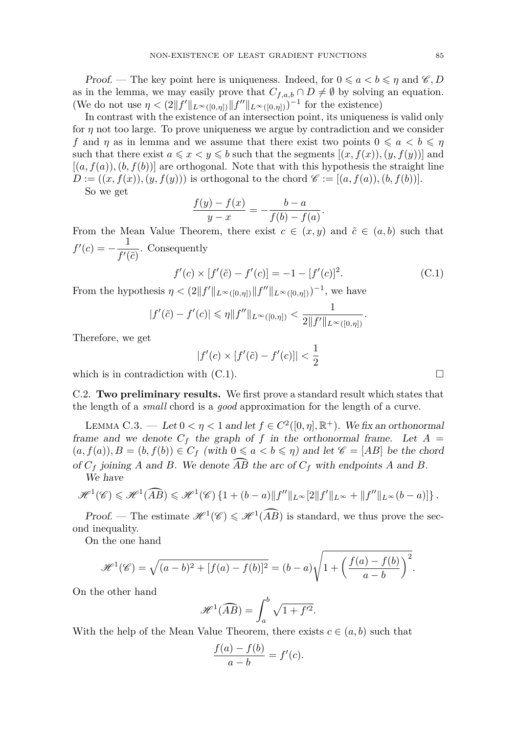*Proof.* — The key point here is uniqueness. Indeed, for $0 \leqslant a < b \leqslant \eta$ and $\mathscr{C}, D$ as in the lemma, we may easily prove that $C_{f,a,b} \cap D \neq \emptyset$ by solving an equation. (We do not use $\eta < (2\|f'\|_{L^\infty([0,\eta])}\|f''\|_{L^\infty([0,\eta])})^{-1}$ for the existence)

In contrast with the existence of an intersection point, its uniqueness is valid only for $\eta$ not too large. To prove uniqueness we argue by contradiction and we consider $f$ and $\eta$ as in lemma and we assume that there exist two points $0 \leqslant a < b \leqslant \eta$ such that there exist $a \leqslant x < y \leqslant b$ such that the segments $[(x, f(x)), (y, f(y))]$ and $[(a, f(a)), (b, f(b))]$ are orthogonal. Note that with this hypothesis the straight line $D := ((x, f(x)), (y, f(y)))$ is orthogonal to the chord $\mathscr{C} := [(a, f(a)), (b, f(b))]$.

So we get

$$\frac{f(y) - f(x)}{y - x} = -\frac{b - a}{f(b) - f(a)}.$$

From the Mean Value Theorem, there exist $c \in (x, y)$ and $\tilde{c} \in (a, b)$ such that $f'(c) = -\dfrac{1}{f'(\tilde{c})}$. Consequently

$$f'(c) \times [f'(\tilde{c}) - f'(c)] = -1 - [f'(c)]^2. \tag{C.1}$$

From the hypothesis $\eta < (2\|f'\|_{L^\infty([0,\eta])}\|f''\|_{L^\infty([0,\eta])})^{-1}$, we have

$$|f'(\tilde{c}) - f'(c)| \leqslant \eta\|f''\|_{L^\infty([0,\eta])} < \frac{1}{2\|f'\|_{L^\infty([0,\eta])}}.$$

Therefore, we get

$$|f'(c) \times [f'(\tilde{c}) - f'(c)]| < \frac{1}{2}$$

which is in contradiction with (C.1). $\square$

C.2. **Two preliminary results.** We first prove a standard result which states that the length of a *small* chord is a *good* approximation for the length of a curve.

Lemma C.3. — *Let $0 < \eta < 1$ and let $f \in C^2([0, \eta], \mathbb{R}^+)$. We fix an orthonormal frame and we denote $C_f$ the graph of $f$ in the orthonormal frame. Let $A = (a, f(a)), B = (b, f(b)) \in C_f$ (with $0 \leqslant a < b \leqslant \eta$) and let $\mathscr{C} = [AB]$ be the chord of $C_f$ joining $A$ and $B$. We denote $\widehat{AB}$ the arc of $C_f$ with endpoints $A$ and $B$.*

*We have*

$$\mathscr{H}^1(\mathscr{C}) \leqslant \mathscr{H}^1(\widehat{AB}) \leqslant \mathscr{H}^1(\mathscr{C})\left\{1 + (b - a)\|f''\|_{L^\infty}[2\|f'\|_{L^\infty} + \|f''\|_{L^\infty}(b - a)]\right\}.$$

*Proof.* — The estimate $\mathscr{H}^1(\mathscr{C}) \leqslant \mathscr{H}^1(\widehat{AB})$ is standard, we thus prove the second inequality.

On the one hand

$$\mathscr{H}^1(\mathscr{C}) = \sqrt{(a - b)^2 + [f(a) - f(b)]^2} = (b - a)\sqrt{1 + \left(\frac{f(a) - f(b)}{a - b}\right)^2}.$$

On the other hand

$$\mathscr{H}^1(\widehat{AB}) = \int_a^b \sqrt{1 + f'^2}.$$

With the help of the Mean Value Theorem, there exists $c \in (a, b)$ such that

$$\frac{f(a) - f(b)}{a - b} = f'(c).$$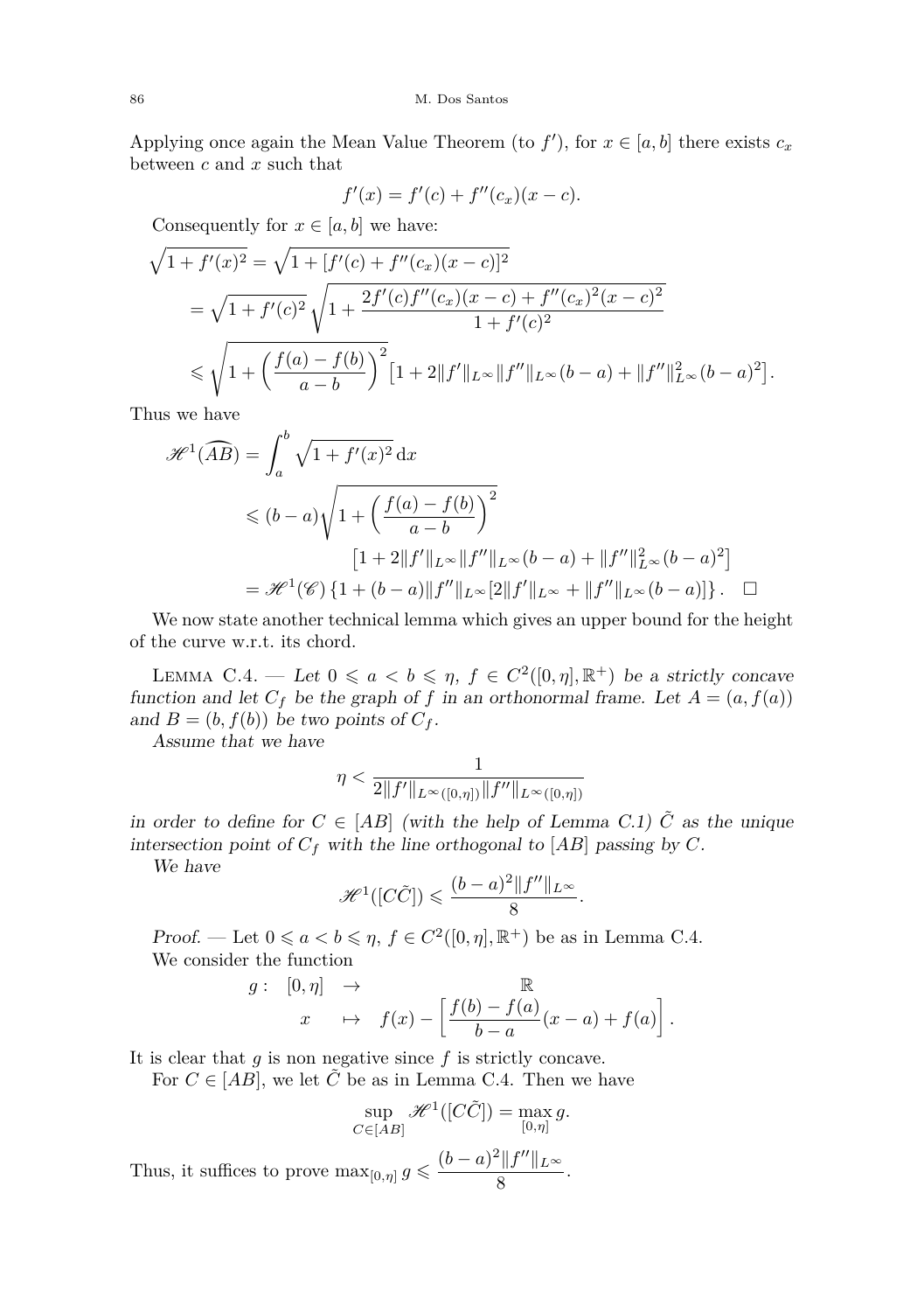Applying once again the Mean Value Theorem (to $f'$), for $x \in [a, b]$ there exists $c_x$ between $c$ and $x$ such that

$$f'(x) = f'(c) + f''(c_x)(x - c).$$

Consequently for $x \in [a, b]$ we have:

$$\begin{aligned}
\sqrt{1 + f'(x)^2} &= \sqrt{1 + [f'(c) + f''(c_x)(x - c)]^2} \\
&= \sqrt{1 + f'(c)^2} \sqrt{1 + \frac{2f'(c)f''(c_x)(x - c) + f''(c_x)^2(x - c)^2}{1 + f'(c)^2}} \\
&\leqslant \sqrt{1 + \left(\frac{f(a) - f(b)}{a - b}\right)^2} \left[1 + 2\|f'\|_{L^\infty}\|f''\|_{L^\infty}(b - a) + \|f''\|_{L^\infty}^2(b - a)^2\right].
\end{aligned}$$

Thus we have

$$\begin{aligned}
\mathscr{H}^1(\widehat{AB}) &= \int_a^b \sqrt{1 + f'(x)^2}\, \mathrm{d}x \\
&\leqslant (b - a)\sqrt{1 + \left(\frac{f(a) - f(b)}{a - b}\right)^2} \\
&\qquad \left[1 + 2\|f'\|_{L^\infty}\|f''\|_{L^\infty}(b - a) + \|f''\|_{L^\infty}^2(b - a)^2\right] \\
&= \mathscr{H}^1(\mathscr{C})\left\{1 + (b - a)\|f''\|_{L^\infty}[2\|f'\|_{L^\infty} + \|f''\|_{L^\infty}(b - a)]\right\}. \quad \square
\end{aligned}$$

We now state another technical lemma which gives an upper bound for the height of the curve w.r.t. its chord.

Lemma C.4. — *Let $0 \leqslant a < b \leqslant \eta$, $f \in C^2([0, \eta], \mathbb{R}^+)$ be a strictly concave function and let $C_f$ be the graph of $f$ in an orthonormal frame. Let $A = (a, f(a))$ and $B = (b, f(b))$ be two points of $C_f$.*

*Assume that we have*

$$\eta < \frac{1}{2\|f'\|_{L^\infty([0,\eta])}\|f''\|_{L^\infty([0,\eta])}}$$

*in order to define for $C \in [AB]$ (with the help of Lemma C.1) $\tilde{C}$ as the unique intersection point of $C_f$ with the line orthogonal to $[AB]$ passing by $C$.*

*We have*

$$\mathscr{H}^1([C\tilde{C}]) \leqslant \frac{(b - a)^2\|f''\|_{L^\infty}}{8}.$$

*Proof.* — Let $0 \leqslant a < b \leqslant \eta$, $f \in C^2([0, \eta], \mathbb{R}^+)$ be as in Lemma C.4.

We consider the function

$$\begin{aligned}
g:\ [0, \eta] &\to \mathbb{R} \\
x &\mapsto f(x) - \left[\frac{f(b) - f(a)}{b - a}(x - a) + f(a)\right].
\end{aligned}$$

It is clear that $g$ is non negative since $f$ is strictly concave.

For $C \in [AB]$, we let $\tilde{C}$ be as in Lemma C.4. Then we have

$$\sup_{C \in [AB]} \mathscr{H}^1([C\tilde{C}]) = \max_{[0,\eta]} g.$$

Thus, it suffices to prove $\max_{[0,\eta]} g \leqslant \dfrac{(b - a)^2\|f''\|_{L^\infty}}{8}$.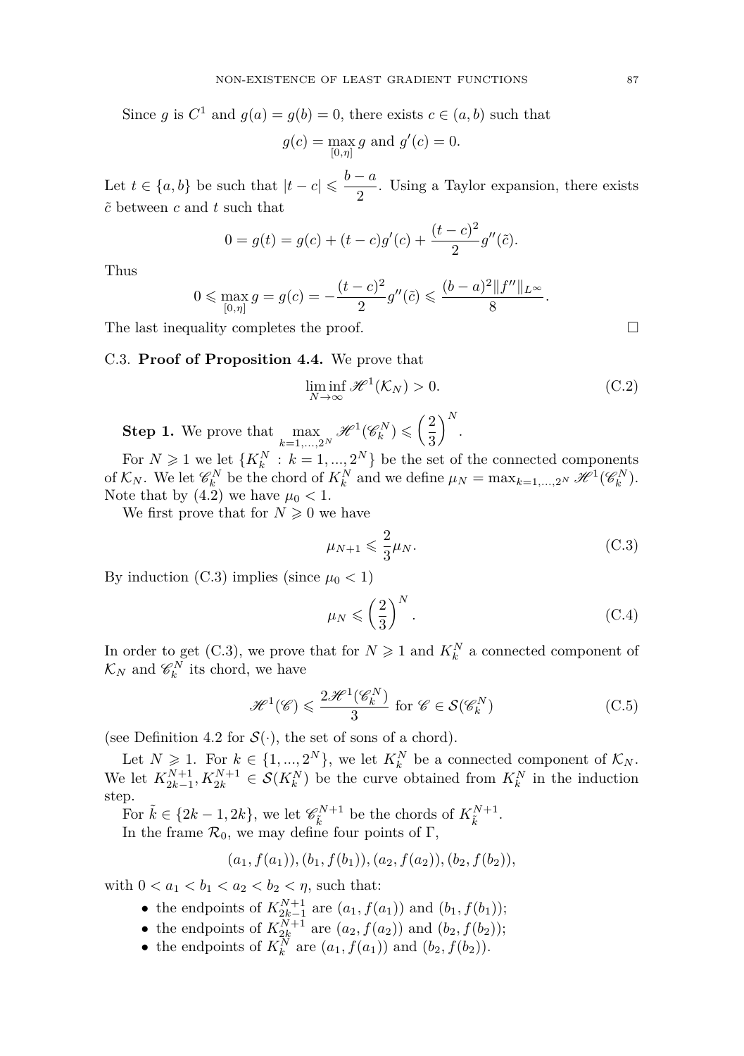Since $g$ is $C^1$ and $g(a) = g(b) = 0$, there exists $c \in (a, b)$ such that

$$g(c) = \max_{[0,\eta]} g \text{ and } g'(c) = 0.$$

Let $t \in \{a, b\}$ be such that $|t - c| \leqslant \dfrac{b-a}{2}$. Using a Taylor expansion, there exists $\tilde{c}$ between $c$ and $t$ such that

$$0 = g(t) = g(c) + (t - c)g'(c) + \frac{(t-c)^2}{2} g''(\tilde{c}).$$

Thus

$$0 \leqslant \max_{[0,\eta]} g = g(c) = -\frac{(t-c)^2}{2} g''(\tilde{c}) \leqslant \frac{(b-a)^2 \|f''\|_{L^\infty}}{8}.$$

The last inequality completes the proof. $\square$

C.3. **Proof of Proposition 4.4.** We prove that

$$\liminf_{N\to\infty} \mathscr{H}^1(\mathcal{K}_N) > 0. \tag{C.2}$$

**Step 1.** We prove that $\displaystyle\max_{k=1,\dots,2^N} \mathscr{H}^1(\mathscr{C}_k^N) \leqslant \left(\frac{2}{3}\right)^N$.

For $N \geqslant 1$ we let $\{K_k^N : k = 1, ..., 2^N\}$ be the set of the connected components of $\mathcal{K}_N$. We let $\mathscr{C}_k^N$ be the chord of $K_k^N$ and we define $\mu_N = \max_{k=1,\dots,2^N} \mathscr{H}^1(\mathscr{C}_k^N)$. Note that by (4.2) we have $\mu_0 < 1$.

We first prove that for $N \geqslant 0$ we have

$$\mu_{N+1} \leqslant \frac{2}{3}\mu_N. \tag{C.3}$$

By induction (C.3) implies (since $\mu_0 < 1$)

$$\mu_N \leqslant \left(\frac{2}{3}\right)^N. \tag{C.4}$$

In order to get (C.3), we prove that for $N \geqslant 1$ and $K_k^N$ a connected component of $\mathcal{K}_N$ and $\mathscr{C}_k^N$ its chord, we have

$$\mathscr{H}^1(\mathscr{C}) \leqslant \frac{2\mathscr{H}^1(\mathscr{C}_k^N)}{3} \text{ for } \mathscr{C} \in \mathcal{S}(\mathscr{C}_k^N) \tag{C.5}$$

(see Definition 4.2 for $\mathcal{S}(\cdot)$, the set of sons of a chord).

Let $N \geqslant 1$. For $k \in \{1, ..., 2^N\}$, we let $K_k^N$ be a connected component of $\mathcal{K}_N$. We let $K_{2k-1}^{N+1}, K_{2k}^{N+1} \in \mathcal{S}(K_k^N)$ be the curve obtained from $K_k^N$ in the induction step.

For $\tilde{k} \in \{2k-1, 2k\}$, we let $\mathscr{C}_{\tilde{k}}^{N+1}$ be the chords of $K_{\tilde{k}}^{N+1}$.

In the frame $\mathcal{R}_0$, we may define four points of $\Gamma$,

$$(a_1, f(a_1)), (b_1, f(b_1)), (a_2, f(a_2)), (b_2, f(b_2)),$$

with $0 < a_1 < b_1 < a_2 < b_2 < \eta$, such that:

- the endpoints of $K_{2k-1}^{N+1}$ are $(a_1, f(a_1))$ and $(b_1, f(b_1))$;
- the endpoints of $K_{2k}^{N+1}$ are $(a_2, f(a_2))$ and $(b_2, f(b_2))$;
- the endpoints of $K_k^N$ are $(a_1, f(a_1))$ and $(b_2, f(b_2))$.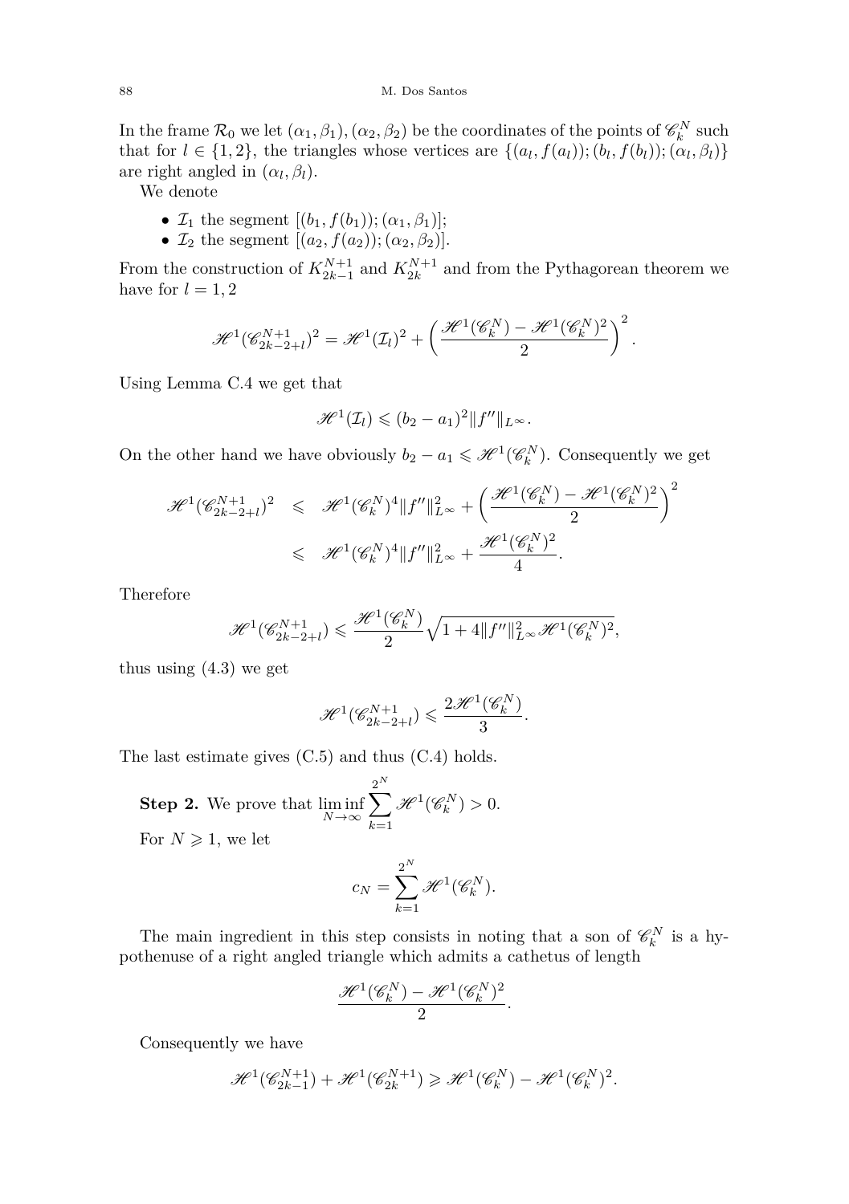In the frame $\mathcal{R}_0$ we let $(\alpha_1, \beta_1), (\alpha_2, \beta_2)$ be the coordinates of the points of $\mathscr{C}_k^N$ such that for $l \in \{1, 2\}$, the triangles whose vertices are $\{(a_l, f(a_l)); (b_l, f(b_l)); (\alpha_l, \beta_l)\}$ are right angled in $(\alpha_l, \beta_l)$.

We denote

- $\mathcal{I}_1$ the segment $[(b_1, f(b_1)); (\alpha_1, \beta_1)]$;
- $\mathcal{I}_2$ the segment $[(a_2, f(a_2)); (\alpha_2, \beta_2)]$.

From the construction of $K_{2k-1}^{N+1}$ and $K_{2k}^{N+1}$ and from the Pythagorean theorem we have for $l = 1, 2$

$$\mathscr{H}^1(\mathscr{C}_{2k-2+l}^{N+1})^2 = \mathscr{H}^1(\mathcal{I}_l)^2 + \left( \frac{\mathscr{H}^1(\mathscr{C}_k^N) - \mathscr{H}^1(\mathscr{C}_k^N)^2}{2} \right)^2.$$

Using Lemma C.4 we get that

$$\mathscr{H}^1(\mathcal{I}_l) \leqslant (b_2 - a_1)^2 \|f''\|_{L^\infty}.$$

On the other hand we have obviously $b_2 - a_1 \leqslant \mathscr{H}^1(\mathscr{C}_k^N)$. Consequently we get

$$\begin{aligned}
\mathscr{H}^1(\mathscr{C}_{2k-2+l}^{N+1})^2 &\leqslant \mathscr{H}^1(\mathscr{C}_k^N)^4 \|f''\|_{L^\infty}^2 + \left( \frac{\mathscr{H}^1(\mathscr{C}_k^N) - \mathscr{H}^1(\mathscr{C}_k^N)^2}{2} \right)^2 \\
&\leqslant \mathscr{H}^1(\mathscr{C}_k^N)^4 \|f''\|_{L^\infty}^2 + \frac{\mathscr{H}^1(\mathscr{C}_k^N)^2}{4}.
\end{aligned}$$

Therefore

$$\mathscr{H}^1(\mathscr{C}_{2k-2+l}^{N+1}) \leqslant \frac{\mathscr{H}^1(\mathscr{C}_k^N)}{2} \sqrt{1 + 4\|f''\|_{L^\infty}^2 \mathscr{H}^1(\mathscr{C}_k^N)^2},$$

thus using (4.3) we get

$$\mathscr{H}^1(\mathscr{C}_{2k-2+l}^{N+1}) \leqslant \frac{2\mathscr{H}^1(\mathscr{C}_k^N)}{3}.$$

The last estimate gives (C.5) and thus (C.4) holds.

**Step 2.** We prove that $\liminf_{N\to\infty} \sum_{k=1}^{2^N} \mathscr{H}^1(\mathscr{C}_k^N) > 0$.

For $N \geqslant 1$, we let

$$c_N = \sum_{k=1}^{2^N} \mathscr{H}^1(\mathscr{C}_k^N).$$

The main ingredient in this step consists in noting that a son of $\mathscr{C}_k^N$ is a hypothenuse of a right angled triangle which admits a cathetus of length

$$\frac{\mathscr{H}^1(\mathscr{C}_k^N) - \mathscr{H}^1(\mathscr{C}_k^N)^2}{2}.$$

Consequently we have

$$\mathscr{H}^1(\mathscr{C}_{2k-1}^{N+1}) + \mathscr{H}^1(\mathscr{C}_{2k}^{N+1}) \geqslant \mathscr{H}^1(\mathscr{C}_k^N) - \mathscr{H}^1(\mathscr{C}_k^N)^2.$$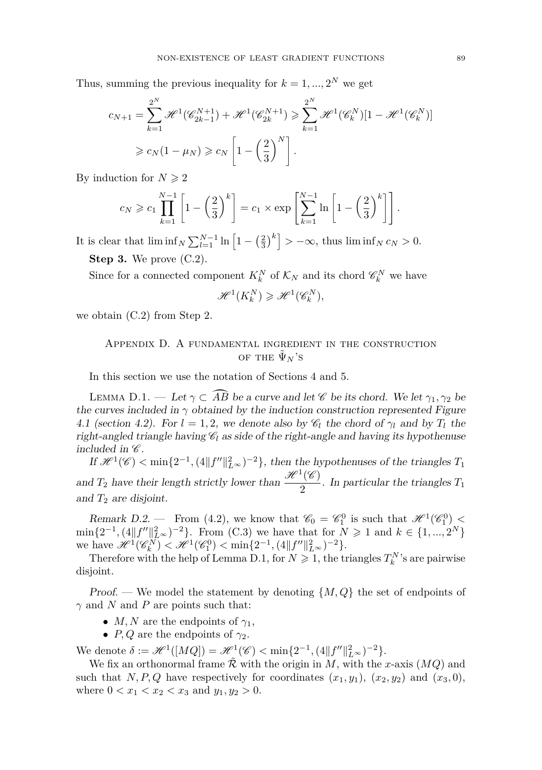Thus, summing the previous inequality for $k = 1, ..., 2^N$ we get

$$c_{N+1} = \sum_{k=1}^{2^N} \mathscr{H}^1(\mathscr{C}_{2k-1}^{N+1}) + \mathscr{H}^1(\mathscr{C}_{2k}^{N+1}) \geqslant \sum_{k=1}^{2^N} \mathscr{H}^1(\mathscr{C}_k^N)[1 - \mathscr{H}^1(\mathscr{C}_k^N)]$$
$$\geqslant c_N(1-\mu_N) \geqslant c_N \left[1 - \left(\frac{2}{3}\right)^N\right].$$

By induction for $N \geqslant 2$

$$c_N \geqslant c_1 \prod_{k=1}^{N-1} \left[1 - \left(\frac{2}{3}\right)^k\right] = c_1 \times \exp\left[\sum_{k=1}^{N-1} \ln\left[1 - \left(\frac{2}{3}\right)^k\right]\right].$$

It is clear that $\liminf_N \sum_{l=1}^{N-1} \ln\left[1 - \left(\frac{2}{3}\right)^k\right] > -\infty$, thus $\liminf_N c_N > 0$.

**Step 3.** We prove (C.2).

Since for a connected component $K_k^N$ of $\mathcal{K}_N$ and its chord $\mathscr{C}_k^N$ we have

$$\mathscr{H}^1(K_k^N) \geqslant \mathscr{H}^1(\mathscr{C}_k^N),$$

we obtain (C.2) from Step 2.

## Appendix D. A fundamental ingredient in the construction of the $\tilde{\Psi}_N$'s

In this section we use the notation of Sections 4 and 5.

Lemma D.1. — *Let $\gamma \subset \widehat{AB}$ be a curve and let $\mathscr{C}$ be its chord. We let $\gamma_1, \gamma_2$ be the curves included in $\gamma$ obtained by the induction construction represented Figure 4.1 (section 4.2). For $l = 1, 2$, we denote also by $\mathscr{C}_l$ the chord of $\gamma_l$ and by $T_l$ the right-angled triangle having $\mathscr{C}_l$ as side of the right-angle and having its hypothenuse included in $\mathscr{C}$.*

*If $\mathscr{H}^1(\mathscr{C}) < \min\{2^{-1}, (4\|f''\|^2_{L^\infty})^{-2}\}$, then the hypothenuses of the triangles $T_1$ and $T_2$ have their length strictly lower than $\dfrac{\mathscr{H}^1(\mathscr{C})}{2}$. In particular the triangles $T_1$ and $T_2$ are disjoint.*

*Remark D.2.* — From (4.2), we know that $\mathscr{C}_0 = \mathscr{C}_1^0$ is such that $\mathscr{H}^1(\mathscr{C}_1^0) < \min\{2^{-1}, (4\|f''\|^2_{L^\infty})^{-2}\}$. From (C.3) we have that for $N \geqslant 1$ and $k \in \{1, ..., 2^N\}$ we have $\mathscr{H}^1(\mathscr{C}_k^N) < \mathscr{H}^1(\mathscr{C}_1^0) < \min\{2^{-1}, (4\|f''\|^2_{L^\infty})^{-2}\}$.

Therefore with the help of Lemma D.1, for $N \geqslant 1$, the triangles $T_k^N$'s are pairwise disjoint.

*Proof.* — We model the statement by denoting $\{M, Q\}$ the set of endpoints of $\gamma$ and $N$ and $P$ are points such that:

- $M, N$ are the endpoints of $\gamma_1$,
- $P, Q$ are the endpoints of $\gamma_2$.

We denote $\delta := \mathscr{H}^1([MQ]) = \mathscr{H}^1(\mathscr{C}) < \min\{2^{-1}, (4\|f''\|^2_{L^\infty})^{-2}\}$.

We fix an orthonormal frame $\tilde{\mathcal{R}}$ with the origin in $M$, with the $x$-axis $(MQ)$ and such that $N, P, Q$ have respectively for coordinates $(x_1, y_1)$, $(x_2, y_2)$ and $(x_3, 0)$, where $0 < x_1 < x_2 < x_3$ and $y_1, y_2 > 0$.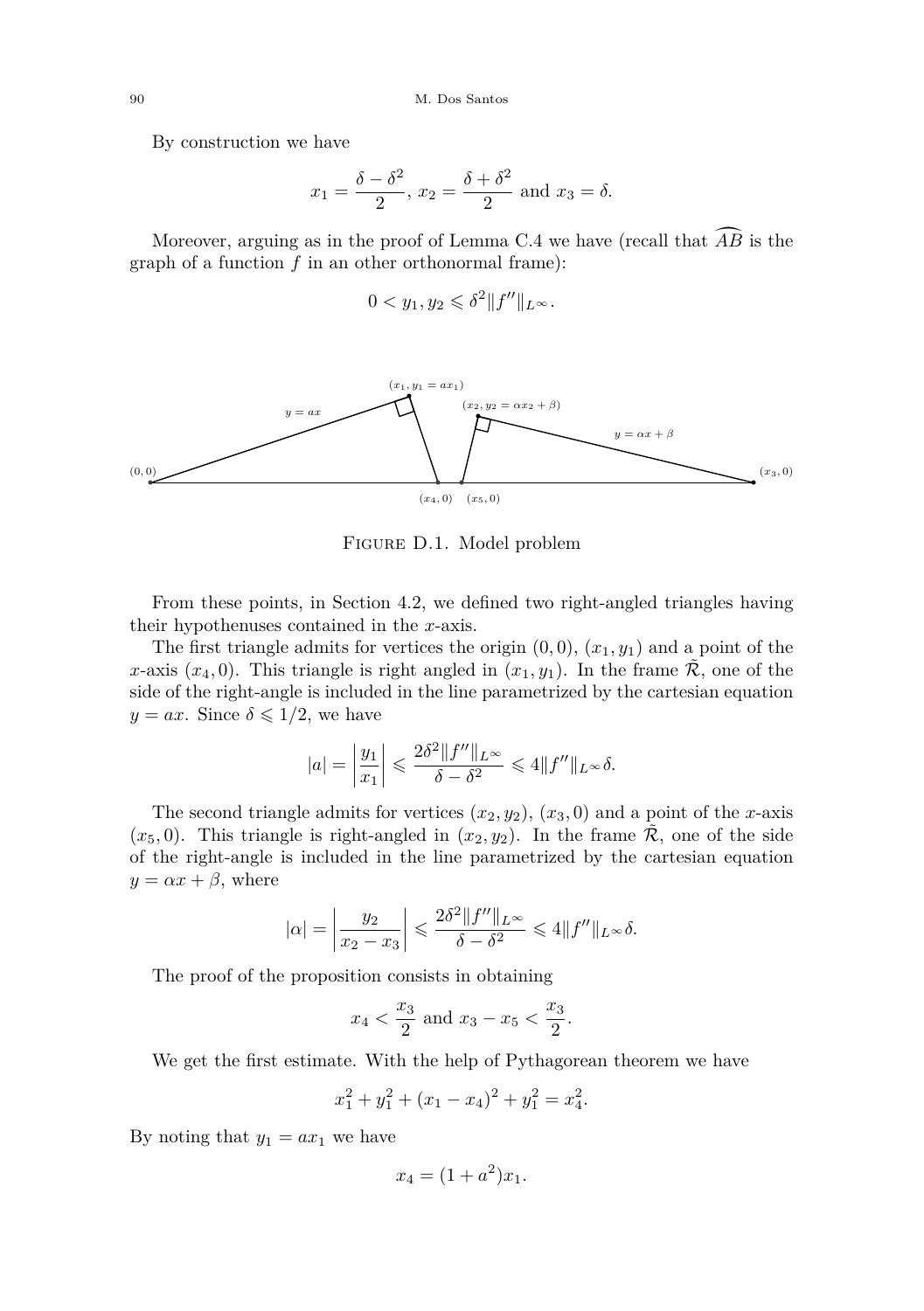By construction we have

$$x_1 = \frac{\delta - \delta^2}{2},\ x_2 = \frac{\delta + \delta^2}{2} \text{ and } x_3 = \delta.$$

Moreover, arguing as in the proof of Lemma C.4 we have (recall that $\widehat{AB}$ is the graph of a function $f$ in an other orthonormal frame):

$$0 < y_1, y_2 \leqslant \delta^2 \|f''\|_{L^\infty}.$$

Figure D.1. Model problem

From these points, in Section 4.2, we defined two right-angled triangles having their hypothenuses contained in the $x$-axis.

The first triangle admits for vertices the origin $(0,0)$, $(x_1, y_1)$ and a point of the $x$-axis $(x_4, 0)$. This triangle is right angled in $(x_1, y_1)$. In the frame $\tilde{\mathcal{R}}$, one of the side of the right-angle is included in the line parametrized by the cartesian equation $y = ax$. Since $\delta \leqslant 1/2$, we have

$$|a| = \left| \frac{y_1}{x_1} \right| \leqslant \frac{2\delta^2 \|f''\|_{L^\infty}}{\delta - \delta^2} \leqslant 4\|f''\|_{L^\infty} \delta.$$

The second triangle admits for vertices $(x_2, y_2)$, $(x_3, 0)$ and a point of the $x$-axis $(x_5, 0)$. This triangle is right-angled in $(x_2, y_2)$. In the frame $\tilde{\mathcal{R}}$, one of the side of the right-angle is included in the line parametrized by the cartesian equation $y = \alpha x + \beta$, where

$$|\alpha| = \left| \frac{y_2}{x_2 - x_3} \right| \leqslant \frac{2\delta^2 \|f''\|_{L^\infty}}{\delta - \delta^2} \leqslant 4\|f''\|_{L^\infty} \delta.$$

The proof of the proposition consists in obtaining

$$x_4 < \frac{x_3}{2} \text{ and } x_3 - x_5 < \frac{x_3}{2}.$$

We get the first estimate. With the help of Pythagorean theorem we have

$$x_1^2 + y_1^2 + (x_1 - x_4)^2 + y_1^2 = x_4^2.$$

By noting that $y_1 = ax_1$ we have

$$x_4 = (1 + a^2)x_1.$$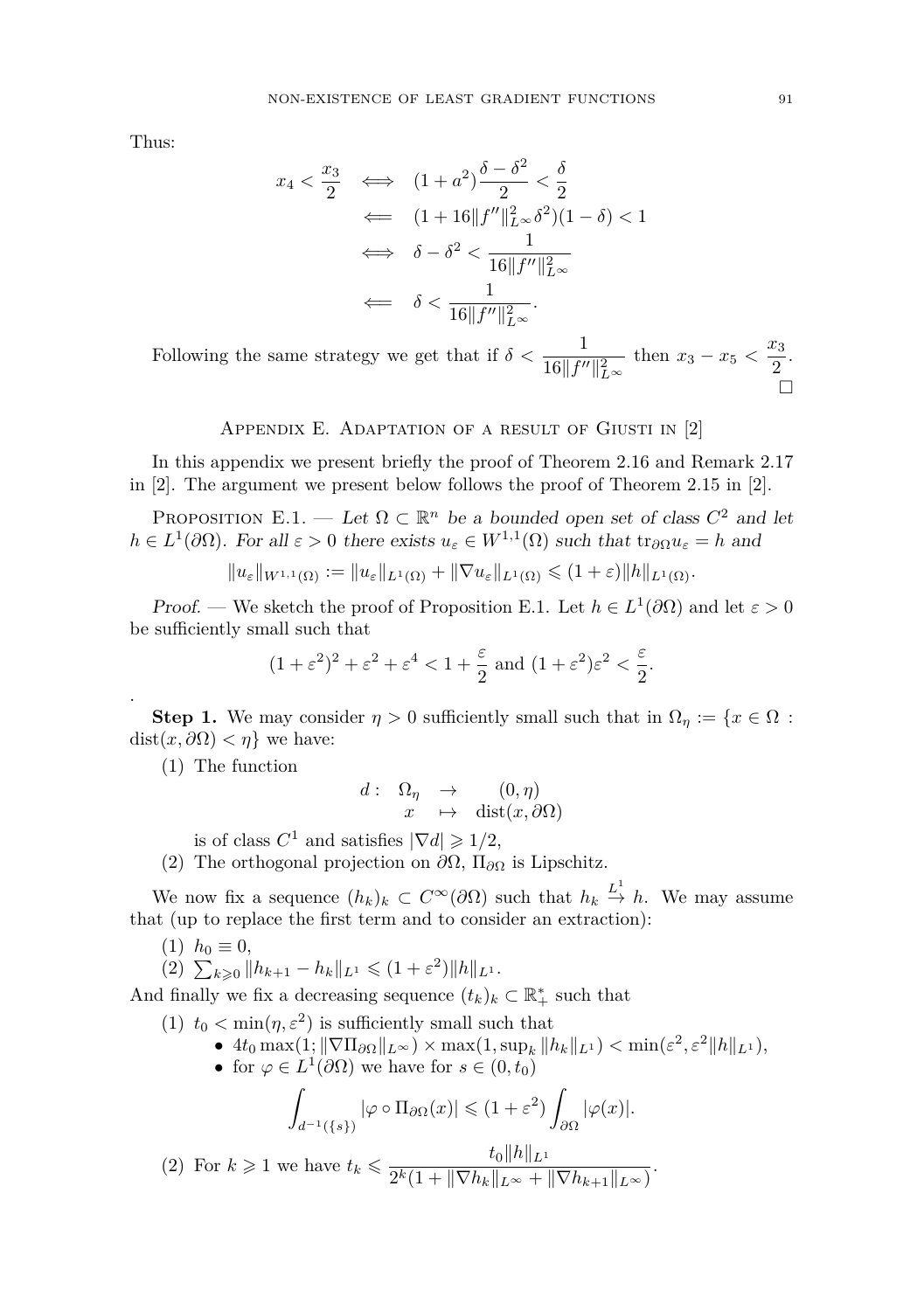Thus:

$$
\begin{aligned}
x_4 < \frac{x_3}{2} &\iff (1+a^2)\frac{\delta-\delta^2}{2} < \frac{\delta}{2} \\
&\Longleftarrow (1+16\|f''\|_{L^\infty}^2\delta^2)(1-\delta) < 1 \\
&\iff \delta - \delta^2 < \frac{1}{16\|f''\|_{L^\infty}^2} \\
&\Longleftarrow \delta < \frac{1}{16\|f''\|_{L^\infty}^2}.
\end{aligned}
$$

Following the same strategy we get that if $\delta < \dfrac{1}{16\|f''\|_{L^\infty}^2}$ then $x_3 - x_5 < \dfrac{x_3}{2}$. □

## Appendix E. Adaptation of a result of Giusti in [2]

In this appendix we present briefly the proof of Theorem 2.16 and Remark 2.17 in [2]. The argument we present below follows the proof of Theorem 2.15 in [2].

Proposition E.1. — *Let $\Omega \subset \mathbb{R}^n$ be a bounded open set of class $C^2$ and let $h \in L^1(\partial\Omega)$. For all $\varepsilon > 0$ there exists $u_\varepsilon \in W^{1,1}(\Omega)$ such that $\mathrm{tr}_{\partial\Omega} u_\varepsilon = h$ and*

$$\|u_\varepsilon\|_{W^{1,1}(\Omega)} := \|u_\varepsilon\|_{L^1(\Omega)} + \|\nabla u_\varepsilon\|_{L^1(\Omega)} \leqslant (1+\varepsilon)\|h\|_{L^1(\Omega)}.$$

*Proof.* — We sketch the proof of Proposition E.1. Let $h \in L^1(\partial\Omega)$ and let $\varepsilon > 0$ be sufficiently small such that

$$(1+\varepsilon^2)^2 + \varepsilon^2 + \varepsilon^4 < 1 + \frac{\varepsilon}{2} \text{ and } (1+\varepsilon^2)\varepsilon^2 < \frac{\varepsilon}{2}.$$

.

**Step 1.** We may consider $\eta > 0$ sufficiently small such that in $\Omega_\eta := \{x \in \Omega : \mathrm{dist}(x, \partial\Omega) < \eta\}$ we have:

(1) The function

$$
\begin{array}{rccc}
d: & \Omega_\eta & \to & (0,\eta) \\
 & x & \mapsto & \mathrm{dist}(x,\partial\Omega)
\end{array}
$$

is of class $C^1$ and satisfies $|\nabla d| \geqslant 1/2$,

(2) The orthogonal projection on $\partial\Omega$, $\Pi_{\partial\Omega}$ is Lipschitz.

We now fix a sequence $(h_k)_k \subset C^\infty(\partial\Omega)$ such that $h_k \overset{L^1}{\to} h$. We may assume that (up to replace the first term and to consider an extraction):

(1) $h_0 \equiv 0$,

(2) $\sum_{k\geqslant 0} \|h_{k+1} - h_k\|_{L^1} \leqslant (1+\varepsilon^2)\|h\|_{L^1}$.

And finally we fix a decreasing sequence $(t_k)_k \subset \mathbb{R}_+^*$ such that

(1) $t_0 < \min(\eta, \varepsilon^2)$ is sufficiently small such that
- $4t_0 \max(1; \|\nabla \Pi_{\partial\Omega}\|_{L^\infty}) \times \max(1, \sup_k \|h_k\|_{L^1}) < \min(\varepsilon^2, \varepsilon^2\|h\|_{L^1})$,
- for $\varphi \in L^1(\partial\Omega)$ we have for $s \in (0, t_0)$

$$\int_{d^{-1}(\{s\})} |\varphi \circ \Pi_{\partial\Omega}(x)| \leqslant (1+\varepsilon^2)\int_{\partial\Omega} |\varphi(x)|.$$

(2) For $k \geqslant 1$ we have $t_k \leqslant \dfrac{t_0\|h\|_{L^1}}{2^k(1 + \|\nabla h_k\|_{L^\infty} + \|\nabla h_{k+1}\|_{L^\infty})}$.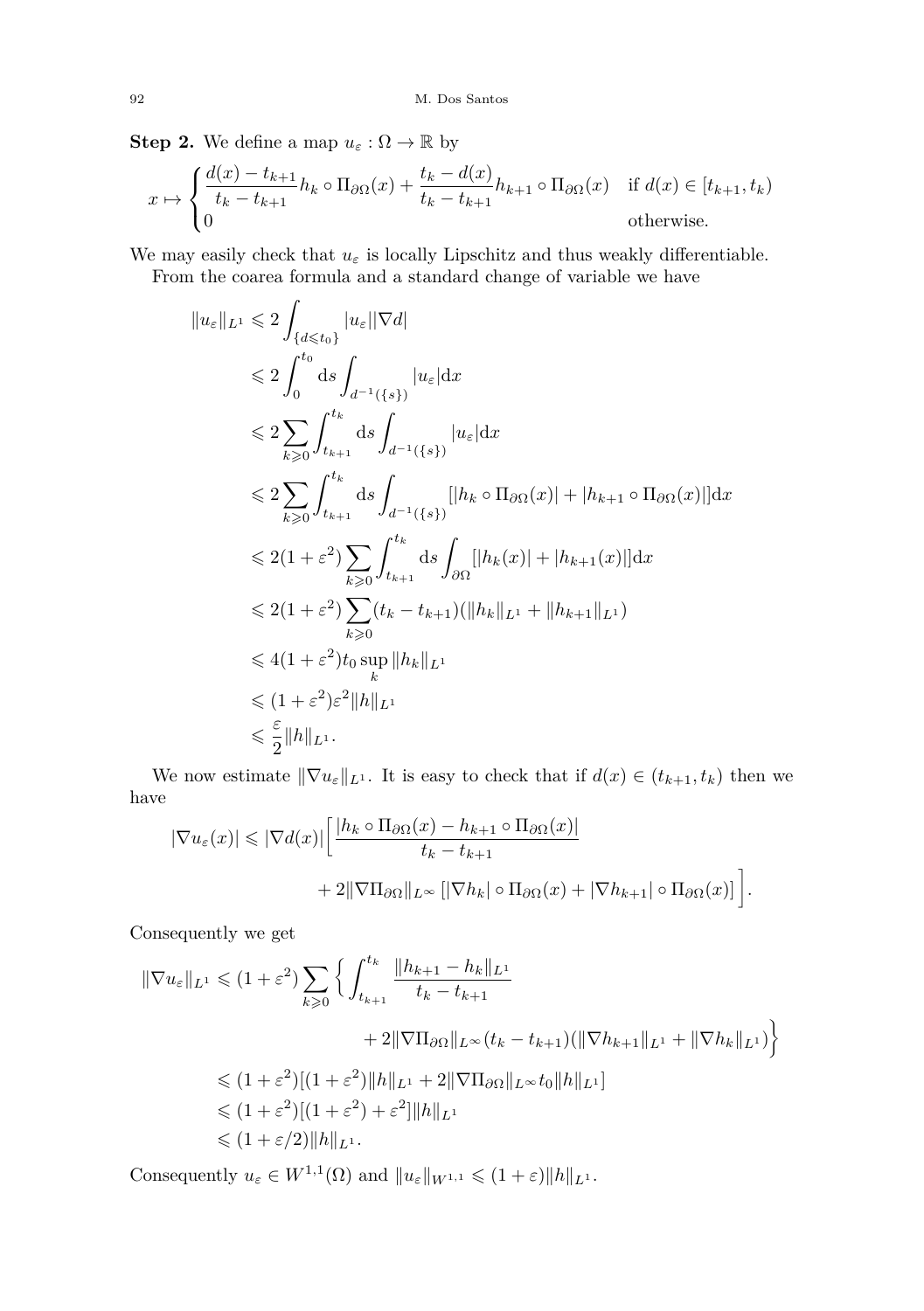**Step 2.** We define a map $u_\varepsilon : \Omega \to \mathbb{R}$ by

$$x \mapsto \begin{cases} \dfrac{d(x) - t_{k+1}}{t_k - t_{k+1}} h_k \circ \Pi_{\partial\Omega}(x) + \dfrac{t_k - d(x)}{t_k - t_{k+1}} h_{k+1} \circ \Pi_{\partial\Omega}(x) & \text{if } d(x) \in [t_{k+1}, t_k) \\ 0 & \text{otherwise.} \end{cases}$$

We may easily check that $u_\varepsilon$ is locally Lipschitz and thus weakly differentiable.

From the coarea formula and a standard change of variable we have

$$\begin{aligned}
\|u_\varepsilon\|_{L^1} &\leqslant 2 \int_{\{d \leqslant t_0\}} |u_\varepsilon||\nabla d| \\
&\leqslant 2 \int_0^{t_0} \mathrm{d}s \int_{d^{-1}(\{s\})} |u_\varepsilon| \mathrm{d}x \\
&\leqslant 2 \sum_{k \geqslant 0} \int_{t_{k+1}}^{t_k} \mathrm{d}s \int_{d^{-1}(\{s\})} |u_\varepsilon| \mathrm{d}x \\
&\leqslant 2 \sum_{k \geqslant 0} \int_{t_{k+1}}^{t_k} \mathrm{d}s \int_{d^{-1}(\{s\})} [|h_k \circ \Pi_{\partial\Omega}(x)| + |h_{k+1} \circ \Pi_{\partial\Omega}(x)|] \mathrm{d}x \\
&\leqslant 2(1 + \varepsilon^2) \sum_{k \geqslant 0} \int_{t_{k+1}}^{t_k} \mathrm{d}s \int_{\partial\Omega} [|h_k(x)| + |h_{k+1}(x)|] \mathrm{d}x \\
&\leqslant 2(1 + \varepsilon^2) \sum_{k \geqslant 0} (t_k - t_{k+1})(\|h_k\|_{L^1} + \|h_{k+1}\|_{L^1}) \\
&\leqslant 4(1 + \varepsilon^2) t_0 \sup_k \|h_k\|_{L^1} \\
&\leqslant (1 + \varepsilon^2)\varepsilon^2 \|h\|_{L^1} \\
&\leqslant \frac{\varepsilon}{2} \|h\|_{L^1}.
\end{aligned}$$

We now estimate $\|\nabla u_\varepsilon\|_{L^1}$. It is easy to check that if $d(x) \in (t_{k+1}, t_k)$ then we have

$$\begin{aligned}
|\nabla u_\varepsilon(x)| \leqslant |\nabla d(x)| \bigg[ &\frac{|h_k \circ \Pi_{\partial\Omega}(x) - h_{k+1} \circ \Pi_{\partial\Omega}(x)|}{t_k - t_{k+1}} \\
&+ 2\|\nabla \Pi_{\partial\Omega}\|_{L^\infty} [|\nabla h_k| \circ \Pi_{\partial\Omega}(x) + |\nabla h_{k+1}| \circ \Pi_{\partial\Omega}(x)] \bigg].
\end{aligned}$$

Consequently we get

$$\begin{aligned}
\|\nabla u_\varepsilon\|_{L^1} &\leqslant (1 + \varepsilon^2) \sum_{k \geqslant 0} \bigg\{ \int_{t_{k+1}}^{t_k} \frac{\|h_{k+1} - h_k\|_{L^1}}{t_k - t_{k+1}} \\
&\qquad + 2\|\nabla \Pi_{\partial\Omega}\|_{L^\infty} (t_k - t_{k+1})(\|\nabla h_{k+1}\|_{L^1} + \|\nabla h_k\|_{L^1}) \bigg\} \\
&\leqslant (1 + \varepsilon^2)[(1 + \varepsilon^2)\|h\|_{L^1} + 2\|\nabla \Pi_{\partial\Omega}\|_{L^\infty} t_0 \|h\|_{L^1}] \\
&\leqslant (1 + \varepsilon^2)[(1 + \varepsilon^2) + \varepsilon^2]\|h\|_{L^1} \\
&\leqslant (1 + \varepsilon/2)\|h\|_{L^1}.
\end{aligned}$$

Consequently $u_\varepsilon \in W^{1,1}(\Omega)$ and $\|u_\varepsilon\|_{W^{1,1}} \leqslant (1 + \varepsilon)\|h\|_{L^1}$.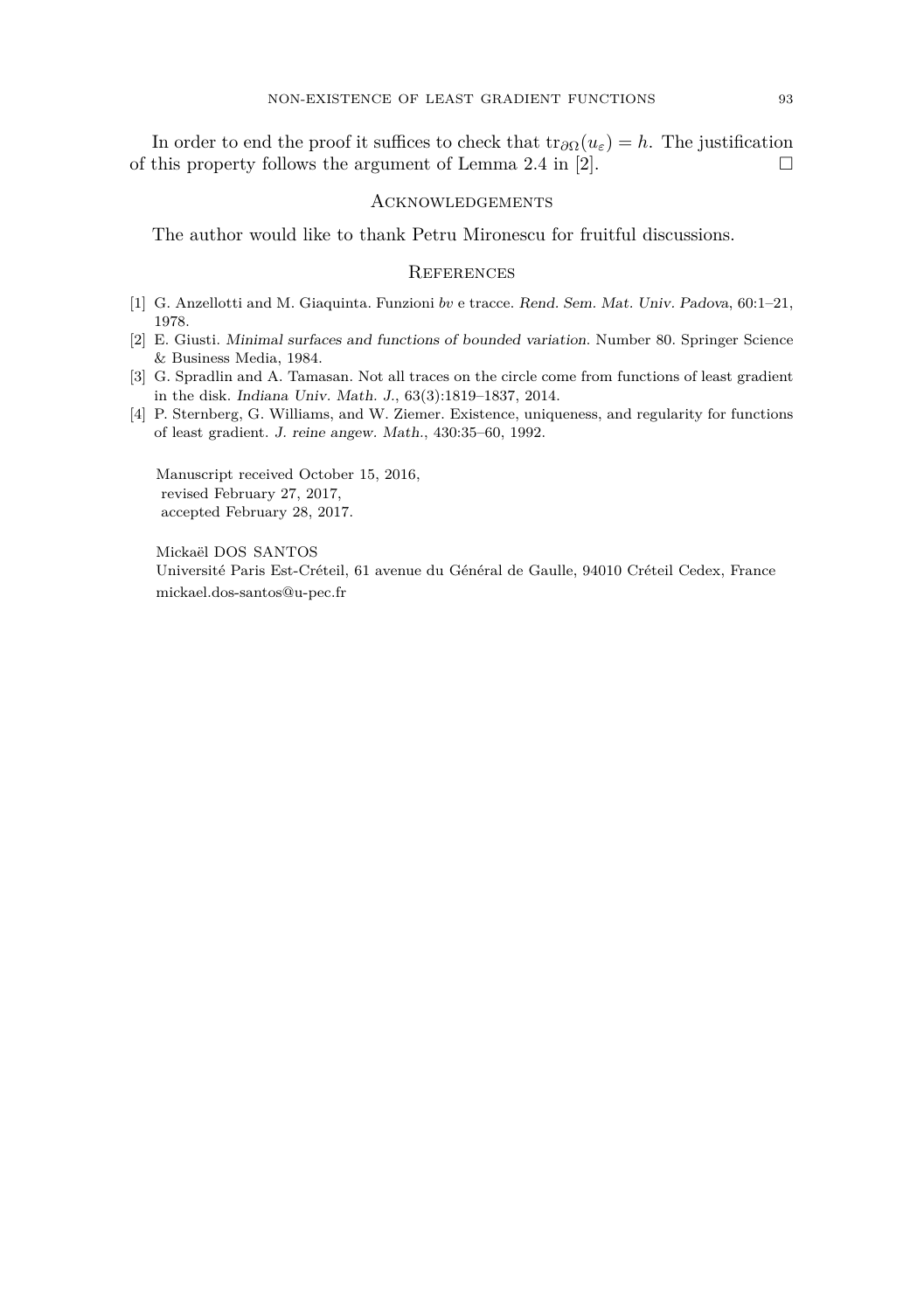In order to end the proof it suffices to check that $\operatorname{tr}_{\partial\Omega}(u_\varepsilon) = h$. The justification of this property follows the argument of Lemma 2.4 in [2]. □

## Acknowledgements

The author would like to thank Petru Mironescu for fruitful discussions.

## References

[1] G. Anzellotti and M. Giaquinta. Funzioni *bv* e tracce. *Rend. Sem. Mat. Univ. Padova*, 60:1–21, 1978.

[2] E. Giusti. *Minimal surfaces and functions of bounded variation*. Number 80. Springer Science & Business Media, 1984.

[3] G. Spradlin and A. Tamasan. Not all traces on the circle come from functions of least gradient in the disk. *Indiana Univ. Math. J.*, 63(3):1819–1837, 2014.

[4] P. Sternberg, G. Williams, and W. Ziemer. Existence, uniqueness, and regularity for functions of least gradient. *J. reine angew. Math.*, 430:35–60, 1992.

Manuscript received October 15, 2016,
revised February 27, 2017,
accepted February 28, 2017.

Mickaël DOS SANTOS
Université Paris Est-Créteil, 61 avenue du Général de Gaulle, 94010 Créteil Cedex, France
mickael.dos-santos@u-pec.fr